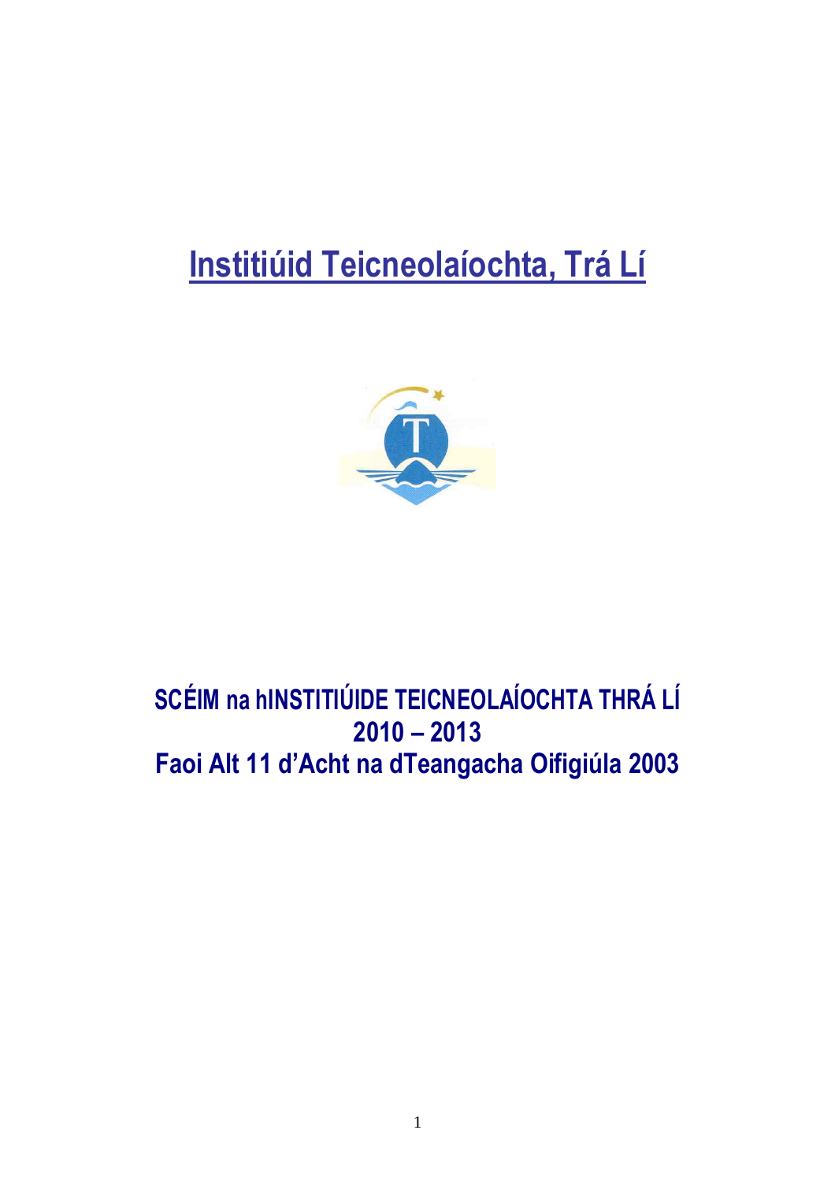# Institiúid Teicneolaíochta, Trá Lí

## SCÉIM na hINSTITIÚIDE TEICNEOLAÍOCHTA THRÁ LÍ
## 2010 – 2013
## Faoi Alt 11 d'Acht na dTeangacha Oifigiúla 2003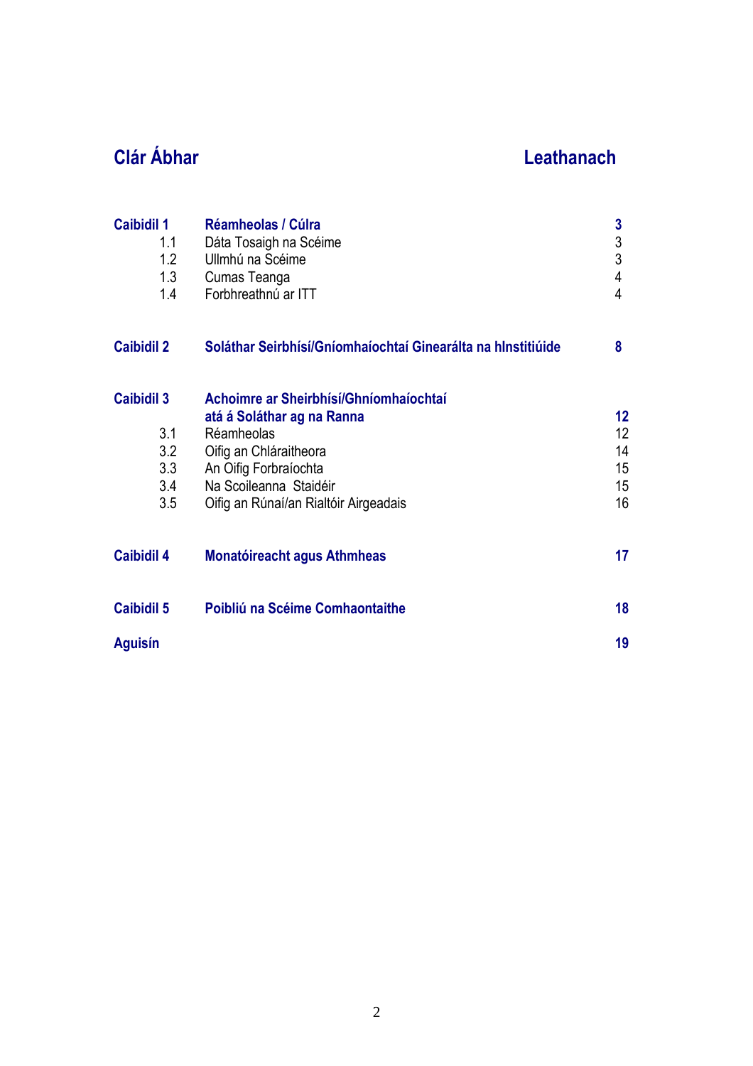## Clár Ábhar

| | | Leathanach |
|---|---|---|
| **Caibidil 1** | **Réamheolas / Cúlra** | **3** |
| 1.1 | Dáta Tosaigh na Scéime | 3 |
| 1.2 | Ullmhú na Scéime | 3 |
| 1.3 | Cumas Teanga | 4 |
| 1.4 | Forbhreathnú ar ITT | 4 |
| **Caibidil 2** | **Soláthar Seirbhísí/Gníomhaíochtaí Ginearálta na hInstitiúide** | **8** |
| **Caibidil 3** | **Achoimre ar Sheirbhísí/Ghníomhaíochtaí atá á Soláthar ag na Ranna** | **12** |
| 3.1 | Réamheolas | 12 |
| 3.2 | Oifig an Chláraitheora | 14 |
| 3.3 | An Oifig Forbraíochta | 15 |
| 3.4 | Na Scoileanna Staidéir | 15 |
| 3.5 | Oifig an Rúnaí/an Rialtóir Airgeadais | 16 |
| **Caibidil 4** | **Monatóireacht agus Athmheas** | **17** |
| **Caibidil 5** | **Poibliú na Scéime Comhaontaithe** | **18** |
| **Aguisín** | | **19** |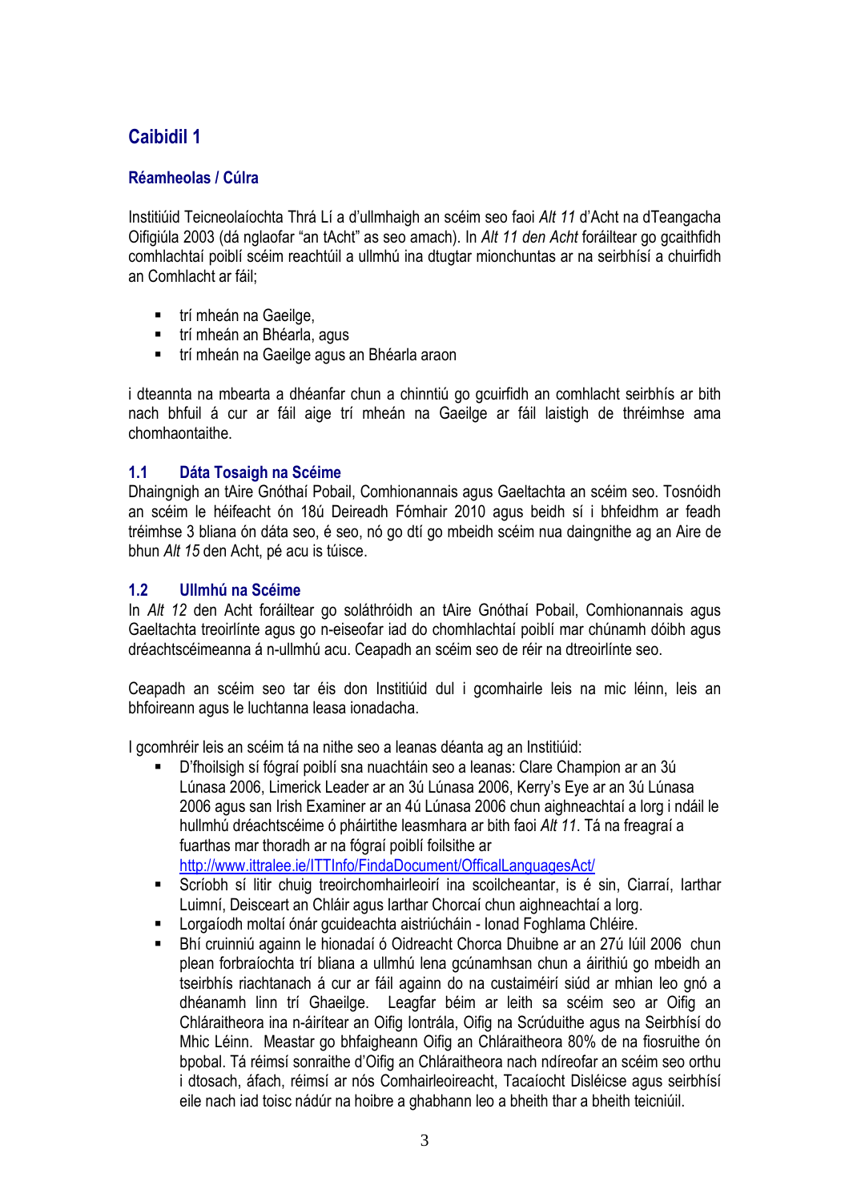# Caibidil 1

### Réamheolas / Cúlra

Institiúid Teicneolaíochta Thrá Lí a d'ullmhaigh an scéim seo faoi *Alt 11* d'Acht na dTeangacha Oifigiúla 2003 (dá nglaofar "an tAcht" as seo amach). In *Alt 11 den Acht* foráiltear go gcaithfidh comhlachtaí poiblí scéim reachtúil a ullmhú ina dtugtar mionchuntas ar na seirbhísí a chuirfidh an Comhlacht ar fáil;

- trí mheán na Gaeilge,
- trí mheán an Bhéarla, agus
- trí mheán na Gaeilge agus an Bhéarla araon

i dteannta na mbearta a dhéanfar chun a chinntiú go gcuirfidh an comhlacht seirbhís ar bith nach bhfuil á cur ar fáil aige trí mheán na Gaeilge ar fáil laistigh de thréimhse ama chomhaontaithe.

### 1.1 Dáta Tosaigh na Scéime

Dhaingnigh an tAire Gnóthaí Pobail, Comhionannais agus Gaeltachta an scéim seo. Tosnóidh an scéim le héifeacht ón 18ú Deireadh Fómhair 2010 agus beidh sí i bhfeidhm ar feadh tréimhse 3 bliana ón dáta seo, é seo, nó go dtí go mbeidh scéim nua daingnithe ag an Aire de bhun *Alt 15* den Acht, pé acu is túisce.

### 1.2 Ullmhú na Scéime

In *Alt 12* den Acht foráiltear go soláthróidh an tAire Gnóthaí Pobail, Comhionannais agus Gaeltachta treoirlínte agus go n-eiseofar iad do chomhlachtaí poiblí mar chúnamh dóibh agus dréachtscéimeanna á n-ullmhú acu. Ceapadh an scéim seo de réir na dtreoirlínte seo.

Ceapadh an scéim seo tar éis don Institiúid dul i gcomhairle leis na mic léinn, leis an bhfoireann agus le luchtanna leasa ionadacha.

I gcomhréir leis an scéim tá na nithe seo a leanas déanta ag an Institiúid:

- D'fhoilsigh sí fógraí poiblí sna nuachtáin seo a leanas: Clare Champion ar an 3ú Lúnasa 2006, Limerick Leader ar an 3ú Lúnasa 2006, Kerry's Eye ar an 3ú Lúnasa 2006 agus san Irish Examiner ar an 4ú Lúnasa 2006 chun aighneachtaí a lorg i ndáil le hullmhú dréachtscéime ó pháirtithe leasmhara ar bith faoi *Alt 11*. Tá na freagraí a fuarthas mar thoradh ar na fógraí poiblí foilsithe ar http://www.ittralee.ie/ITTInfo/FindaDocument/OfficalLanguagesAct/
- Scríobh sí litir chuig treoirchomhairleoirí ina scoilcheantar, is é sin, Ciarraí, Iarthar Luimní, Deisceart an Chláir agus Iarthar Chorcaí chun aighneachtaí a lorg.
- Lorgaíodh moltaí ónár gcuideachta aistriúcháin - Ionad Foghlama Chléire.
- Bhí cruinniú againn le hionadaí ó Oidreacht Chorca Dhuibne ar an 27ú Iúil 2006 chun plean forbraíochta trí bliana a ullmhú lena gcúnamhsan chun a áirithiú go mbeidh an tseirbhís riachtanach á cur ar fáil againn do na custaiméirí siúd ar mhian leo gnó a dhéanamh linn trí Ghaeilge. Leagfar béim ar leith sa scéim seo ar Oifig an Chláraitheora ina n-áirítear an Oifig Iontrála, Oifig na Scrúduithe agus na Seirbhísí do Mhic Léinn. Meastar go bhfaigheann Oifig an Chláraitheora 80% de na fiosruithe ón bpobal. Tá réimsí sonraithe d'Oifig an Chláraitheora nach ndíreofar an scéim seo orthu i dtosach, áfach, réimsí ar nós Comhairleoireacht, Tacaíocht Disléicse agus seirbhísí eile nach iad toisc nádúr na hoibre a ghabhann leo a bheith thar a bheith teicniúil.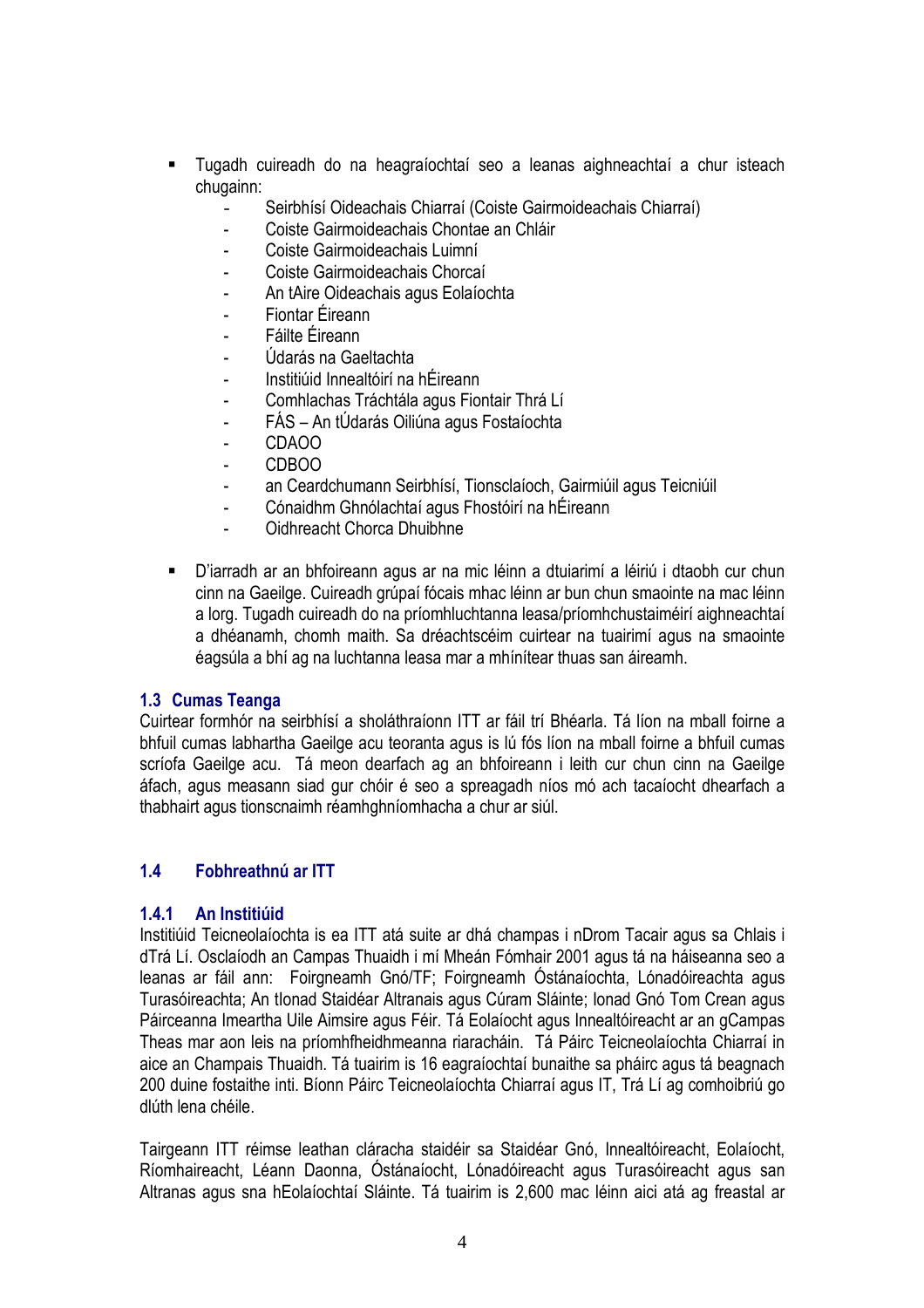- Tugadh cuireadh do na heagraíochtaí seo a leanas aighneachtaí a chur isteach chugainn:
  - Seirbhísí Oideachais Chiarraí (Coiste Gairmoideachais Chiarraí)
  - Coiste Gairmoideachais Chontae an Chláir
  - Coiste Gairmoideachais Luimní
  - Coiste Gairmoideachais Chorcaí
  - An tAire Oideachais agus Eolaíochta
  - Fiontar Éireann
  - Fáilte Éireann
  - Údarás na Gaeltachta
  - Institiúid Innealtóirí na hÉireann
  - Comhlachas Tráchtála agus Fiontair Thrá Lí
  - FÁS – An tÚdarás Oiliúna agus Fostaíochta
  - CDAOO
  - CDBOO
  - an Ceardchumann Seirbhísí, Tionsclaíoch, Gairmiúil agus Teicniúil
  - Cónaidhm Ghnólachtaí agus Fhostóirí na hÉireann
  - Oidhreacht Chorca Dhuibhne

- D'iarradh ar an bhfoireann agus ar na mic léinn a dtuiarimí a léiriú i dtaobh cur chun cinn na Gaeilge. Cuireadh grúpaí fócais mhac léinn ar bun chun smaointe na mac léinn a lorg. Tugadh cuireadh do na príomhluchtanna leasa/príomhchustaiméirí aighneachtaí a dhéanamh, chomh maith. Sa dréachtscéim cuirtear na tuairimí agus na smaointe éagsúla a bhí ag na luchtanna leasa mar a mhínítear thuas san áireamh.

### 1.3 Cumas Teanga

Cuirtear formhór na seirbhísí a sholáthraíonn ITT ar fáil trí Bhéarla. Tá líon na mball foirne a bhfuil cumas labhartha Gaeilge acu teoranta agus is lú fós líon na mball foirne a bhfuil cumas scríofa Gaeilge acu. Tá meon dearfach ag an bhfoireann i leith cur chun cinn na Gaeilge áfach, agus measann siad gur chóir é seo a spreagadh níos mó ach tacaíocht dhearfach a thabhairt agus tionscnaimh réamhghníomhacha a chur ar siúl.

### 1.4 Fobhreathnú ar ITT

#### 1.4.1 An Institiúid

Institiúid Teicneolaíochta is ea ITT atá suite ar dhá champas i nDrom Tacair agus sa Chlais i dTrá Lí. Osclaíodh an Campas Thuaidh i mí Mheán Fómhair 2001 agus tá na háiseanna seo a leanas ar fáil ann: Foirgneamh Gnó/TF; Foirgneamh Óstánaíochta, Lónadóireachta agus Turasóireachta; An tIonad Staidéar Altranais agus Cúram Sláinte; Ionad Gnó Tom Crean agus Páirceanna Imeartha Uile Aimsire agus Féir. Tá Eolaíocht agus Innealtóireacht ar an gCampas Theas mar aon leis na príomhfheidhmeanna riaracháin. Tá Páirc Teicneolaíochta Chiarraí in aice an Champais Thuaidh. Tá tuairim is 16 eagraíochtaí bunaithe sa pháirc agus tá beagnach 200 duine fostaithe inti. Bíonn Páirc Teicneolaíochta Chiarraí agus IT, Trá Lí ag comhoibriú go dlúth lena chéile.

Tairgeann ITT réimse leathan cláracha staidéir sa Staidéar Gnó, Innealtóireacht, Eolaíocht, Ríomhaireacht, Léann Daonna, Óstánaíocht, Lónadóireacht agus Turasóireacht agus san Altranas agus sna hEolaíochtaí Sláinte. Tá tuairim is 2,600 mac léinn aici atá ag freastal ar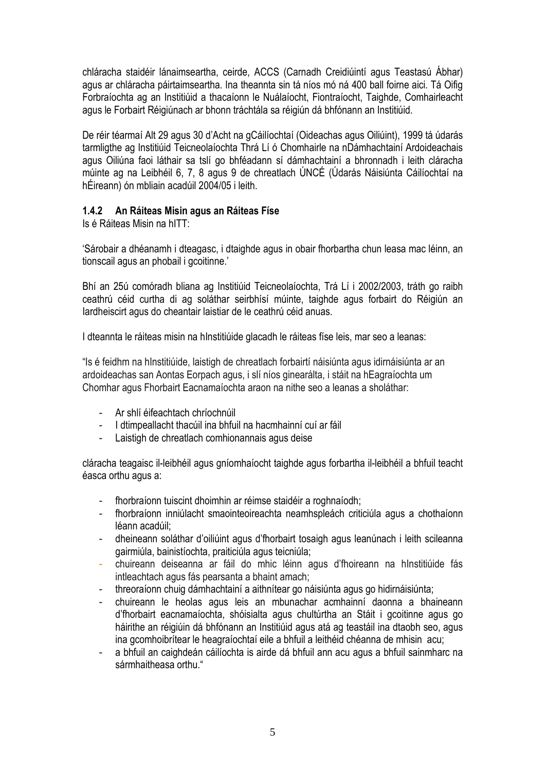chláracha staidéir lánaimseartha, ceirde, ACCS (Carnadh Creidiúintí agus Teastasú Ábhar) agus ar chláracha páirtaimseartha. Ina theannta sin tá níos mó ná 400 ball foirne aici. Tá Oifig Forbraíochta ag an Institiúid a thacaíonn le Nuálaíocht, Fiontraíocht, Taighde, Comhairleacht agus le Forbairt Réigiúnach ar bhonn tráchtála sa réigiún dá bhfónann an Institiúid.

De réir téarmaí Alt 29 agus 30 d'Acht na gCáilíochtaí (Oideachas agus Oiliúint), 1999 tá údarás tarmligthe ag Institiúid Teicneolaíochta Thrá Lí ó Chomhairle na nDámhachtainí Ardoideachais agus Oiliúna faoi láthair sa tslí go bhféadann sí dámhachtainí a bhronnadh i leith cláracha múinte ag na Leibhéil 6, 7, 8 agus 9 de chreatlach ÚNCÉ (Údarás Náisiúnta Cáilíochtaí na hÉireann) ón mbliain acadúil 2004/05 i leith.

### 1.4.2 An Ráiteas Misin agus an Ráiteas Físe

Is é Ráiteas Misin na hITT:

'Sárobair a dhéanamh i dteagasc, i dtaighde agus in obair fhorbartha chun leasa mac léinn, an tionscail agus an phobail i gcoitinne.'

Bhí an 25ú comóradh bliana ag Institiúid Teicneolaíochta, Trá Lí i 2002/2003, tráth go raibh ceathrú céid curtha di ag soláthar seirbhísí múinte, taighde agus forbairt do Réigiún an Iardheiscirt agus do cheantair laistiar de le ceathrú céid anuas.

I dteannta le ráiteas misin na hInstitiúide glacadh le ráiteas físe leis, mar seo a leanas:

"Is é feidhm na hInstitiúide, laistigh de chreatlach forbairtí náisiúnta agus idirnáisiúnta ar an ardoideachas san Aontas Eorpach agus, i slí níos ginearálta, i stáit na hEagraíochta um Chomhar agus Fhorbairt Eacnamaíochta araon na nithe seo a leanas a sholáthar:

- Ar shlí éifeachtach chríochnúil
- I dtimpeallacht thacúil ina bhfuil na hacmhainní cuí ar fáil
- Laistigh de chreatlach comhionannais agus deise

cláracha teagaisc il-leibhéil agus gníomhaíocht taighde agus forbartha il-leibhéil a bhfuil teacht éasca orthu agus a:

- fhorbraíonn tuiscint dhoimhin ar réimse staidéir a roghnaíodh;
- fhorbraíonn inniúlacht smaointeoireachta neamhspleách criticiúla agus a chothaíonn léann acadúil;
- dheineann soláthar d'oiliúint agus d'fhorbairt tosaigh agus leanúnach i leith scileanna gairmiúla, bainistíochta, praiticiúla agus teicniúla;
- chuireann deiseanna ar fáil do mhic léinn agus d'fhoireann na hInstitiúide fás intleachtach agus fás pearsanta a bhaint amach;
- threoraíonn chuig dámhachtainí a aithnítear go náisiúnta agus go hidirnáisiúnta;
- chuireann le heolas agus leis an mbunachar acmhainní daonna a bhaineann d'fhorbairt eacnamaíochta, shóisialta agus chultúrtha an Stáit i gcoitinne agus go háirithe an réigiúin dá bhfónann an Institiúid agus atá ag teastáil ina dtaobh seo, agus ina gcomhoibrítear le heagraíochtaí eile a bhfuil a leithéid chéanna de mhisin acu;
- a bhfuil an caighdeán cáilíochta is airde dá bhfuil ann acu agus a bhfuil sainmharc na sármhaitheasa orthu."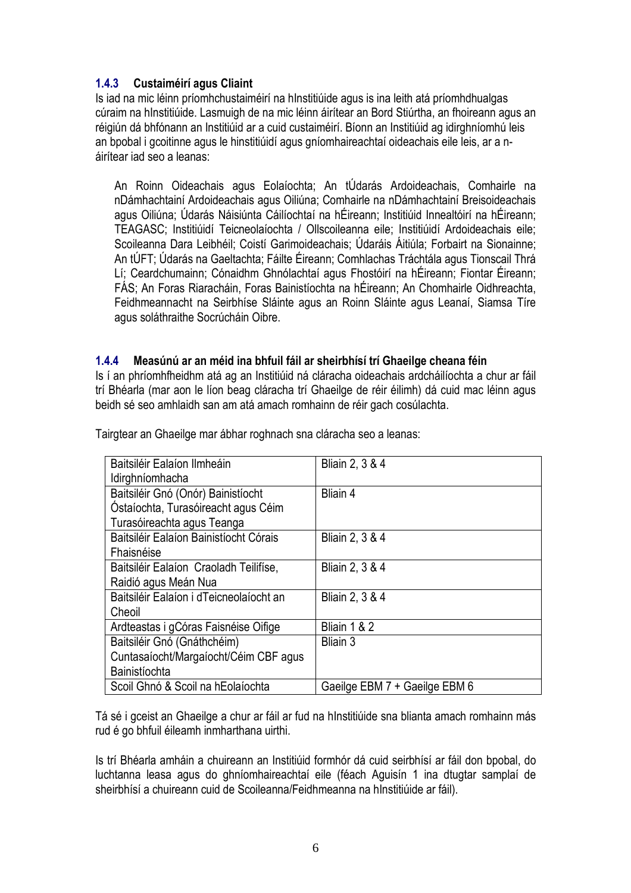### 1.4.3 Custaiméirí agus Cliaint

Is iad na mic léinn príomhchustaiméirí na hInstitiúide agus is ina leith atá príomhdhualgas cúraim na hInstitiúide. Lasmuigh de na mic léinn áirítear an Bord Stiúrtha, an fhoireann agus an réigiún dá bhfónann an Institiúid ar a cuid custaiméirí. Bíonn an Institiúid ag idirghníomhú leis an bpobal i gcoitinne agus le hinstitiúidí agus gníomhaireachtaí oideachais eile leis, ar a n-áirítear iad seo a leanas:

> An Roinn Oideachais agus Eolaíochta; An tÚdarás Ardoideachais, Comhairle na nDámhachtainí Ardoideachais agus Oiliúna; Comhairle na nDámhachtainí Breisoideachais agus Oiliúna; Údarás Náisiúnta Cáilíochtaí na hÉireann; Institiúid Innealtóirí na hÉireann; TEAGASC; Institiúidí Teicneolaíochta / Ollscoileanna eile; Institiúidí Ardoideachais eile; Scoileanna Dara Leibhéil; Coistí Garimoideachais; Údaráis Áitiúla; Forbairt na Sionainne; An tÚFT; Údarás na Gaeltachta; Fáilte Éireann; Comhlachas Tráchtála agus Tionscail Thrá Lí; Ceardchumainn; Cónaidhm Ghnólachtaí agus Fhostóirí na hÉireann; Fiontar Éireann; FÁS; An Foras Riaracháin, Foras Bainistíochta na hÉireann; An Chomhairle Oidhreachta, Feidhmeannacht na Seirbhíse Sláinte agus an Roinn Sláinte agus Leanaí, Siamsa Tíre agus soláthraithe Socrúcháin Oibre.

### 1.4.4 Measúnú ar an méid ina bhfuil fáil ar sheirbhísí trí Ghaeilge cheana féin

Is í an phríomhfheidhm atá ag an Institiúid ná cláracha oideachais ardcháilíochta a chur ar fáil trí Bhéarla (mar aon le líon beag cláracha trí Ghaeilge de réir éilimh) dá cuid mac léinn agus beidh sé seo amhlaidh san am atá amach romhainn de réir gach cosúlachta.

Tairgtear an Ghaeilge mar ábhar roghnach sna cláracha seo a leanas:

| Clár | Bliain |
|---|---|
| Baitsiléir Ealaíon Ilmheáin Idirghníomhacha | Bliain 2, 3 & 4 |
| Baitsiléir Gnó (Onór) Bainistíocht Óstaíochta, Turasóireacht agus Céim Turasóireachta agus Teanga | Bliain 4 |
| Baitsiléir Ealaíon Bainistíocht Córais Fhaisnéise | Bliain 2, 3 & 4 |
| Baitsiléir Ealaíon Craoladh Teilifíse, Raidió agus Meán Nua | Bliain 2, 3 & 4 |
| Baitsiléir Ealaíon i dTeicneolaíocht an Cheoil | Bliain 2, 3 & 4 |
| Ardteastas i gCóras Faisnéise Oifige | Bliain 1 & 2 |
| Baitsiléir Gnó (Gnáthchéim) Cuntasaíocht/Margaíocht/Céim CBF agus Bainistíochta | Bliain 3 |
| Scoil Ghnó & Scoil na hEolaíochta | Gaeilge EBM 7 + Gaeilge EBM 6 |

Tá sé i gceist an Ghaeilge a chur ar fáil ar fud na hInstitiúide sna blianta amach romhainn más rud é go bhfuil éileamh inmharthana uirthi.

Is trí Bhéarla amháin a chuireann an Institiúid formhór dá cuid seirbhísí ar fáil don bpobal, do luchtanna leasa agus do ghníomhaireachtaí eile (féach Aguisín 1 ina dtugtar samplaí de sheirbhísí a chuireann cuid de Scoileanna/Feidhmeanna na hInstitiúide ar fáil).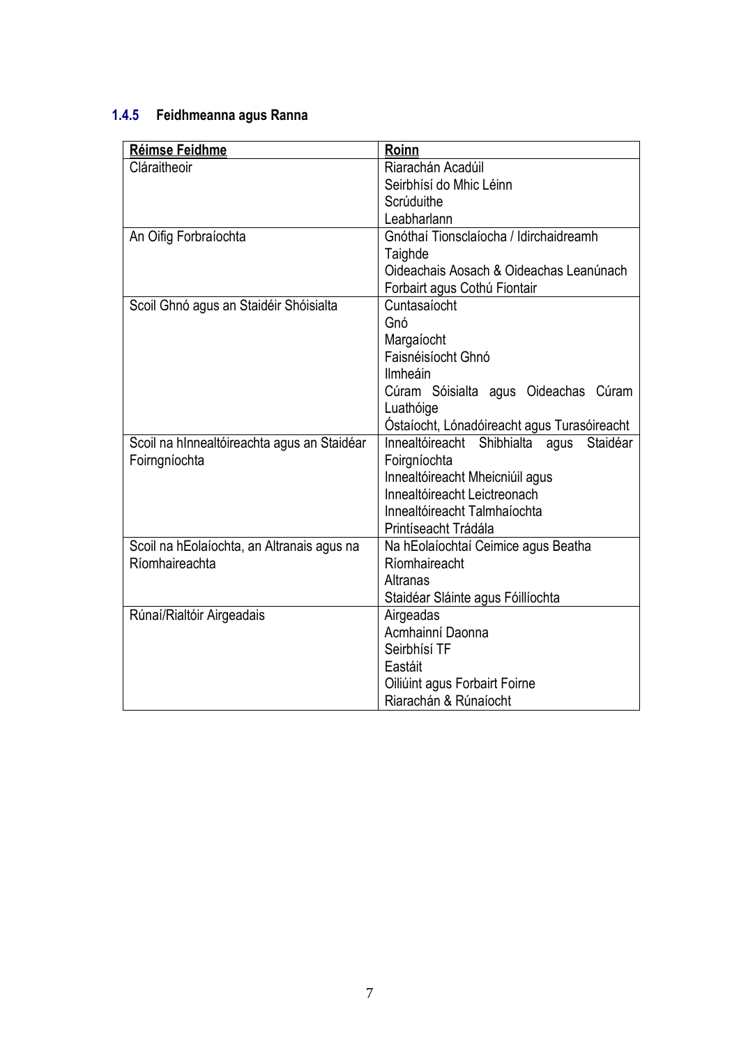### 1.4.5 Feidhmeanna agus Ranna

| Réimse Feidhme | Roinn |
|---|---|
| Cláraitheoir | Riarachán Acadúil<br>Seirbhísí do Mhic Léinn<br>Scrúduithe<br>Leabharlann |
| An Oifig Forbraíochta | Gnóthaí Tionsclaíocha / Idirchaidreamh<br>Taighde<br>Oideachais Aosach & Oideachas Leanúnach<br>Forbairt agus Cothú Fiontair |
| Scoil Ghnó agus an Staidéir Shóisialta | Cuntasaíocht<br>Gnó<br>Margaíocht<br>Faisnéisíocht Ghnó<br>Ilmheáin<br>Cúram Sóisialta agus Oideachas Cúram Luathóige<br>Óstaíocht, Lónadóireacht agus Turasóireacht |
| Scoil na hInnealtóireachta agus an Staidéar Foirngníochta | Innealtóireacht Shibhialta agus Staidéar Foirgníochta<br>Innealtóireacht Mheicniúil agus<br>Innealtóireacht Leictreonach<br>Innealtóireacht Talmhaíochta<br>Printíseacht Trádála |
| Scoil na hEolaíochta, an Altranais agus na Ríomhaireachta | Na hEolaíochtaí Ceimice agus Beatha<br>Ríomhaireacht<br>Altranas<br>Staidéar Sláinte agus Fóillíochta |
| Rúnaí/Rialtóir Airgeadais | Airgeadas<br>Acmhainní Daonna<br>Seirbhísí TF<br>Eastáit<br>Oiliúint agus Forbairt Foirne<br>Riarachán & Rúnaíocht |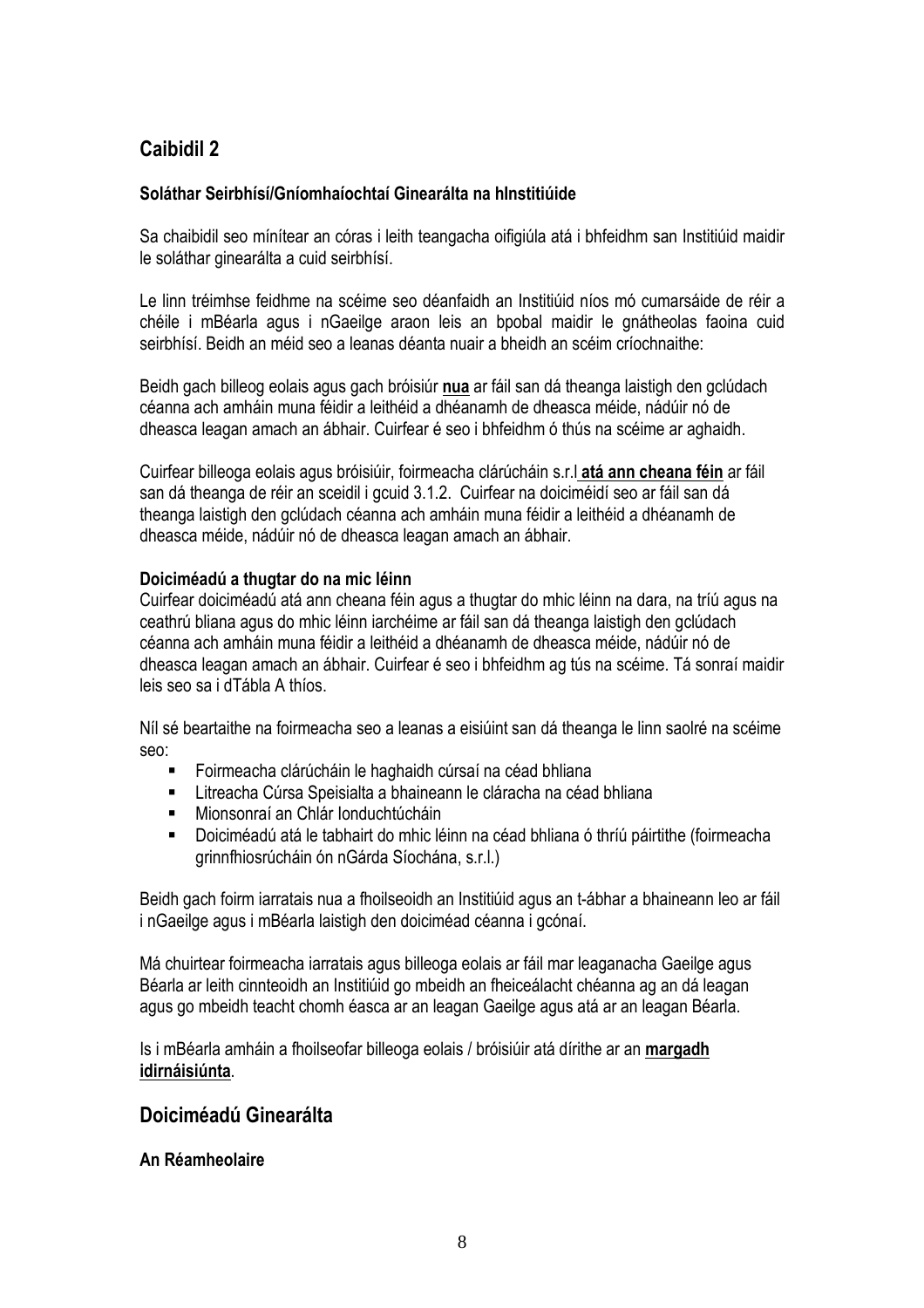## Caibidil 2

**Soláthar Seirbhísí/Gníomhaíochtaí Ginearálta na hInstitiúide**

Sa chaibidil seo mínítear an córas i leith teangacha oifigiúla atá i bhfeidhm san Institiúid maidir le soláthar ginearálta a cuid seirbhísí.

Le linn tréimhse feidhme na scéime seo déanfaidh an Institiúid níos mó cumarsáide de réir a chéile i mBéarla agus i nGaeilge araon leis an bpobal maidir le gnátheolas faoina cuid seirbhísí. Beidh an méid seo a leanas déanta nuair a bheidh an scéim críochnaithe:

Beidh gach billeog eolais agus gach bróisiúr **nua** ar fáil san dá theanga laistigh den gclúdach céanna ach amháin muna féidir a leithéid a dhéanamh de dheasca méide, nádúir nó de dheasca leagan amach an ábhair. Cuirfear é seo i bhfeidhm ó thús na scéime ar aghaidh.

Cuirfear billeoga eolais agus bróisiúir, foirmeacha clárúcháin s.r.l **atá ann cheana féin** ar fáil san dá theanga de réir an sceidil i gcuid 3.1.2. Cuirfear na doiciméidí seo ar fáil san dá theanga laistigh den gclúdach céanna ach amháin muna féidir a leithéid a dhéanamh de dheasca méide, nádúir nó de dheasca leagan amach an ábhair.

**Doiciméadú a thugtar do na mic léinn**

Cuirfear doiciméadú atá ann cheana féin agus a thugtar do mhic léinn na dara, na tríú agus na ceathrú bliana agus do mhic léinn iarchéime ar fáil san dá theanga laistigh den gclúdach céanna ach amháin muna féidir a leithéid a dhéanamh de dheasca méide, nádúir nó de dheasca leagan amach an ábhair. Cuirfear é seo i bhfeidhm ag tús na scéime. Tá sonraí maidir leis seo sa i dTábla A thíos.

Níl sé beartaithe na foirmeacha seo a leanas a eisiúint san dá theanga le linn saolré na scéime seo:

- Foirmeacha clárúcháin le haghaidh cúrsaí na céad bhliana
- Litreacha Cúrsa Speisialta a bhaineann le cláracha na céad bhliana
- Mionsonraí an Chlár Ionduchtúcháin
- Doiciméadú atá le tabhairt do mhic léinn na céad bhliana ó thríú páirtithe (foirmeacha grinnfhiosrúcháin ón nGárda Síochána, s.r.l.)

Beidh gach foirm iarratais nua a fhoilseoidh an Institiúid agus an t-ábhar a bhaineann leo ar fáil i nGaeilge agus i mBéarla laistigh den doiciméad céanna i gcónaí.

Má chuirtear foirmeacha iarratais agus billeoga eolais ar fáil mar leaganacha Gaeilge agus Béarla ar leith cinnteoidh an Institiúid go mbeidh an fheiceálacht chéanna ag an dá leagan agus go mbeidh teacht chomh éasca ar an leagan Gaeilge agus atá ar an leagan Béarla.

Is i mBéarla amháin a fhoilseofar billeoga eolais / bróisiúir atá dírithe ar an **margadh idirnáisiúnta**.

## Doiciméadú Ginearálta

**An Réamheolaire**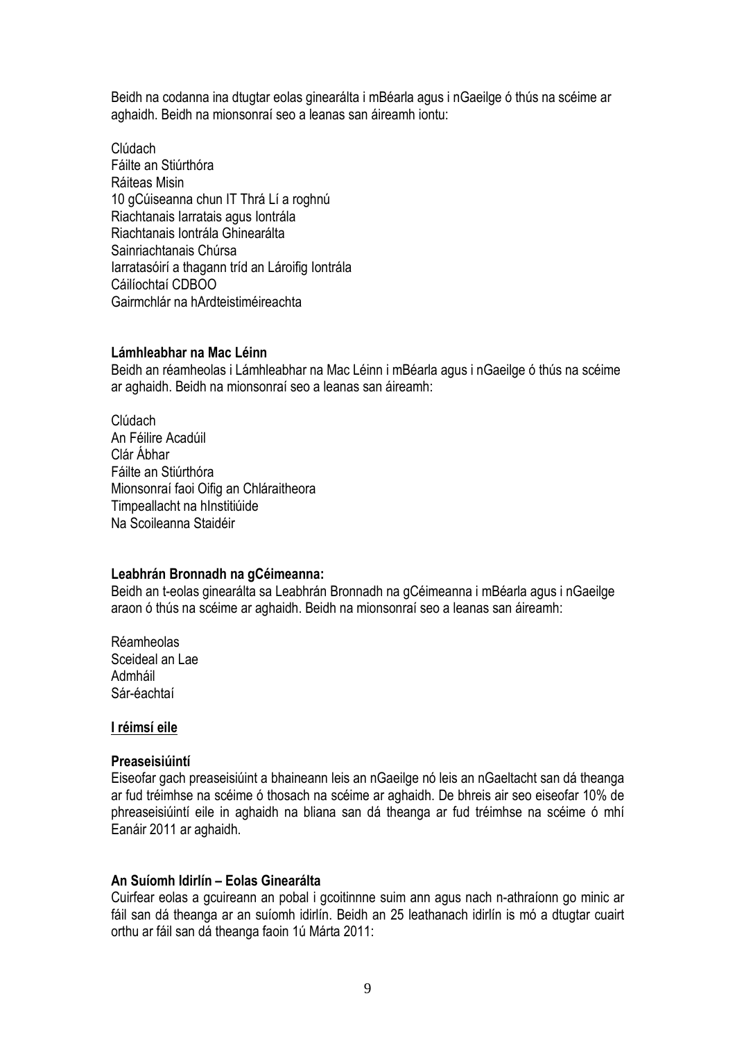Beidh na codanna ina dtugtar eolas ginearálta i mBéarla agus i nGaeilge ó thús na scéime ar aghaidh. Beidh na mionsonraí seo a leanas san áireamh iontu:

Clúdach
Fáilte an Stiúrthóra
Ráiteas Misin
10 gCúiseanna chun IT Thrá Lí a roghnú
Riachtanais Iarratais agus Iontrála
Riachtanais Iontrála Ghinearálta
Sainriachtanais Chúrsa
Iarratasóirí a thagann tríd an Lároifig Iontrála
Cáilíochtaí CDBOO
Gairmchlár na hArdteistiméireachta

**Lámhleabhar na Mac Léinn**
Beidh an réamheolas i Lámhleabhar na Mac Léinn i mBéarla agus i nGaeilge ó thús na scéime ar aghaidh. Beidh na mionsonraí seo a leanas san áireamh:

Clúdach
An Féilire Acadúil
Clár Ábhar
Fáilte an Stiúrthóra
Mionsonraí faoi Oifig an Chláraitheora
Timpeallacht na hInstitiúide
Na Scoileanna Staidéir

**Leabhrán Bronnadh na gCéimeanna:**
Beidh an t-eolas ginearálta sa Leabhrán Bronnadh na gCéimeanna i mBéarla agus i nGaeilge araon ó thús na scéime ar aghaidh. Beidh na mionsonraí seo a leanas san áireamh:

Réamheolas
Sceideal an Lae
Admháil
Sár-éachtaí

**I réimsí eile**

**Preaseisiúintí**
Eiseofar gach preaseisiúint a bhaineann leis an nGaeilge nó leis an nGaeltacht san dá theanga ar fud tréimhse na scéime ó thosach na scéime ar aghaidh. De bhreis air seo eiseofar 10% de phreaseisiúintí eile in aghaidh na bliana san dá theanga ar fud tréimhse na scéime ó mhí Eanáir 2011 ar aghaidh.

**An Suíomh Idirlín – Eolas Ginearálta**
Cuirfear eolas a gcuireann an pobal i gcoitinnne suim ann agus nach n-athraíonn go minic ar fáil san dá theanga ar an suíomh idirlín. Beidh an 25 leathanach idirlín is mó a dtugtar cuairt orthu ar fáil san dá theanga faoin 1ú Márta 2011: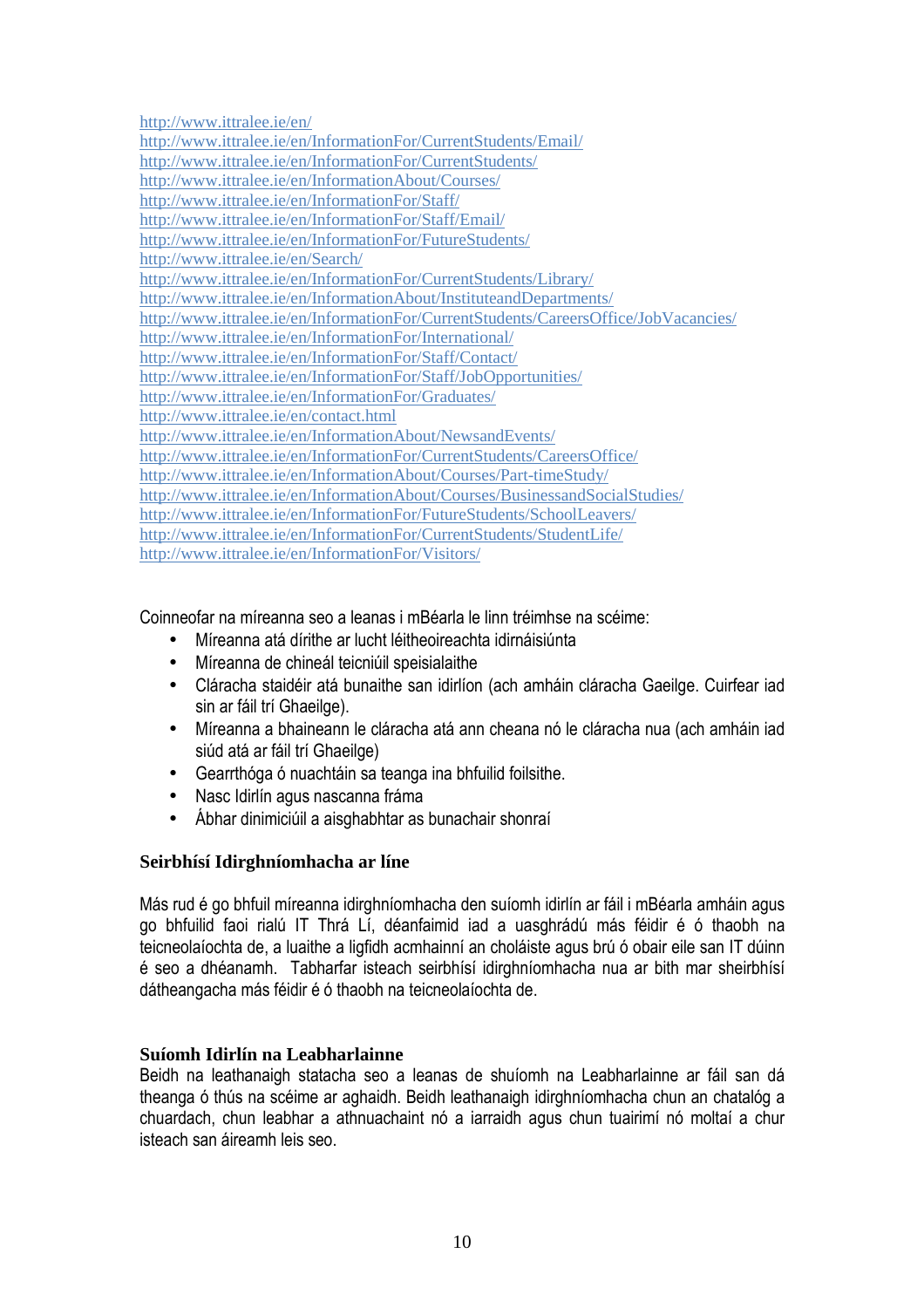http://www.ittralee.ie/en/
http://www.ittralee.ie/en/InformationFor/CurrentStudents/Email/
http://www.ittralee.ie/en/InformationFor/CurrentStudents/
http://www.ittralee.ie/en/InformationAbout/Courses/
http://www.ittralee.ie/en/InformationFor/Staff/
http://www.ittralee.ie/en/InformationFor/Staff/Email/
http://www.ittralee.ie/en/InformationFor/FutureStudents/
http://www.ittralee.ie/en/Search/
http://www.ittralee.ie/en/InformationFor/CurrentStudents/Library/
http://www.ittralee.ie/en/InformationAbout/InstituteandDepartments/
http://www.ittralee.ie/en/InformationFor/CurrentStudents/CareersOffice/JobVacancies/
http://www.ittralee.ie/en/InformationFor/International/
http://www.ittralee.ie/en/InformationFor/Staff/Contact/
http://www.ittralee.ie/en/InformationFor/Staff/JobOpportunities/
http://www.ittralee.ie/en/InformationFor/Graduates/
http://www.ittralee.ie/en/contact.html
http://www.ittralee.ie/en/InformationAbout/NewsandEvents/
http://www.ittralee.ie/en/InformationFor/CurrentStudents/CareersOffice/
http://www.ittralee.ie/en/InformationAbout/Courses/Part-timeStudy/
http://www.ittralee.ie/en/InformationAbout/Courses/BusinessandSocialStudies/
http://www.ittralee.ie/en/InformationFor/FutureStudents/SchoolLeavers/
http://www.ittralee.ie/en/InformationFor/CurrentStudents/StudentLife/
http://www.ittralee.ie/en/InformationFor/Visitors/

Coinneofar na míreanna seo a leanas i mBéarla le linn tréimhse na scéime:

- Míreanna atá dírithe ar lucht léitheoireachta idirnáisiúnta
- Míreanna de chineál teicniúil speisialaithe
- Cláracha staidéir atá bunaithe san idirlíon (ach amháin cláracha Gaeilge. Cuirfear iad sin ar fáil trí Ghaeilge).
- Míreanna a bhaineann le cláracha atá ann cheana nó le cláracha nua (ach amháin iad siúd atá ar fáil trí Ghaeilge)
- Gearrthóga ó nuachtáin sa teanga ina bhfuilid foilsithe.
- Nasc Idirlín agus nascanna fráma
- Ábhar dinimiciúil a aisghabhtar as bunachair shonraí

### Seirbhísí Idirghníomhacha ar líne

Más rud é go bhfuil míreanna idirghníomhacha den suíomh idirlín ar fáil i mBéarla amháin agus go bhfuilid faoi rialú IT Thrá Lí, déanfaimid iad a uasghrádú más féidir é ó thaobh na teicneolaíochta de, a luaithe a ligfidh acmhainní an choláiste agus brú ó obair eile san IT dúinn é seo a dhéanamh. Tabharfar isteach seirbhísí idirghníomhacha nua ar bith mar sheirbhísí dátheangacha más féidir é ó thaobh na teicneolaíochta de.

### Suíomh Idirlín na Leabharlainne

Beidh na leathanaigh statacha seo a leanas de shuíomh na Leabharlainne ar fáil san dá theanga ó thús na scéime ar aghaidh. Beidh leathanaigh idirghníomhacha chun an chatalóg a chuardach, chun leabhar a athnuachaint nó a iarraidh agus chun tuairimí nó moltaí a chur isteach san áireamh leis seo.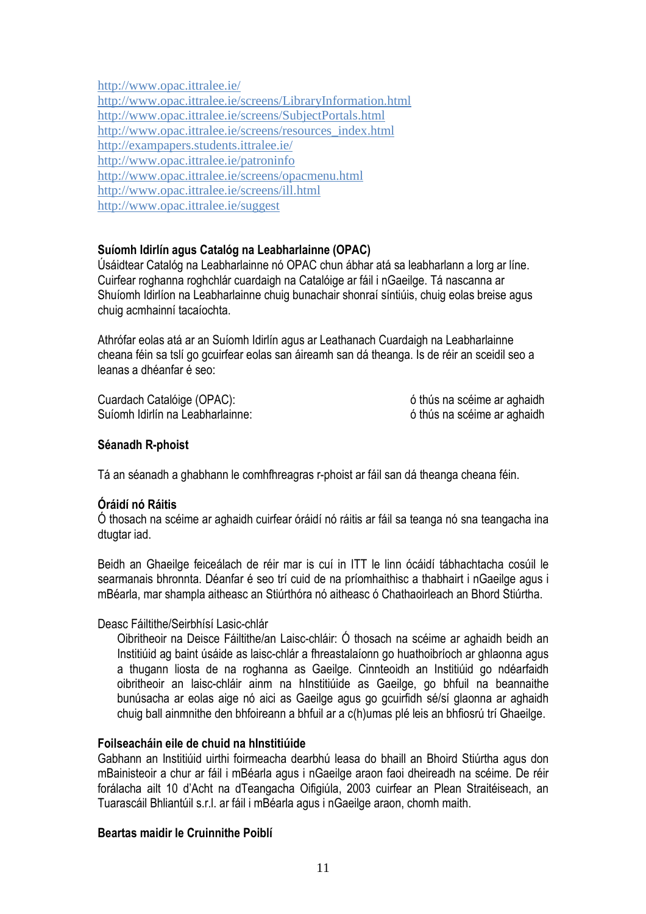http://www.opac.ittralee.ie/
http://www.opac.ittralee.ie/screens/LibraryInformation.html
http://www.opac.ittralee.ie/screens/SubjectPortals.html
http://www.opac.ittralee.ie/screens/resources_index.html
http://exampapers.students.ittralee.ie/
http://www.opac.ittralee.ie/patroninfo
http://www.opac.ittralee.ie/screens/opacmenu.html
http://www.opac.ittralee.ie/screens/ill.html
http://www.opac.ittralee.ie/suggest

**Suíomh Idirlín agus Catalóg na Leabharlainne (OPAC)**

Úsáidtear Catalóg na Leabharlainne nó OPAC chun ábhar atá sa leabharlann a lorg ar líne. Cuirfear roghanna roghchlár cuardaigh na Catalóige ar fáil i nGaeilge. Tá nascanna ar Shuíomh Idirlíon na Leabharlainne chuig bunachair shonraí síntiúis, chuig eolas breise agus chuig acmhainní tacaíochta.

Athrófar eolas atá ar an Suíomh Idirlín agus ar Leathanach Cuardaigh na Leabharlainne cheana féin sa tslí go gcuirfear eolas san áireamh san dá theanga. Is de réir an sceidil seo a leanas a dhéanfar é seo:

| | |
|---|---|
| Cuardach Catalóige (OPAC): | ó thús na scéime ar aghaidh |
| Suíomh Idirlín na Leabharlainne: | ó thús na scéime ar aghaidh |

**Séanadh R-phoist**

Tá an séanadh a ghabhann le comhfhreagras r-phoist ar fáil san dá theanga cheana féin.

**Óráidí nó Ráitis**

Ó thosach na scéime ar aghaidh cuirfear óráidí nó ráitis ar fáil sa teanga nó sna teangacha ina dtugtar iad.

Beidh an Ghaeilge feiceálach de réir mar is cuí in ITT le linn ócáidí tábhachtacha cosúil le searmanais bhronnta. Déanfar é seo trí cuid de na príomhaithisc a thabhairt i nGaeilge agus i mBéarla, mar shampla aitheasc an Stiúrthóra nó aitheasc ó Chathaoirleach an Bhord Stiúrtha.

Deasc Fáiltithe/Seirbhísí Lasic-chlár

> Oibritheoir na Deisce Fáiltithe/an Laisc-chláir: Ó thosach na scéime ar aghaidh beidh an Instiúid ag baint úsáide as laisc-chlár a fhreastalaíonn go huathoibríoch ar ghlaonna agus a thugann liosta de na roghanna as Gaeilge. Cinnteoidh an Instiúid go ndéarfaidh oibritheoir an laisc-chláir ainm na hInstitiúide as Gaeilge, go bhfuil na beannaithe bunúsacha ar eolas aige nó aici as Gaeilge agus go gcuirfidh sé/sí glaonna ar aghaidh chuig ball ainmnithe den bhfoireann a bhfuil ar a c(h)umas plé leis an bhfiosrú trí Ghaeilge.

**Foilseacháin eile de chuid na hInstitiúide**

Gabhann an Instiúid uirthi foirmeacha dearbhú leasa do bhaill an Bhoird Stiúrtha agus don mBainisteoir a chur ar fáil i mBéarla agus i nGaeilge araon faoi dheireadh na scéime. De réir forálacha ailt 10 d'Acht na dTeangacha Oifigiúla, 2003 cuirfear an Plean Straitéiseach, an Tuarascáil Bhliantúil s.r.l. ar fáil i mBéarla agus i nGaeilge araon, chomh maith.

**Beartas maidir le Cruinnithe Poiblí**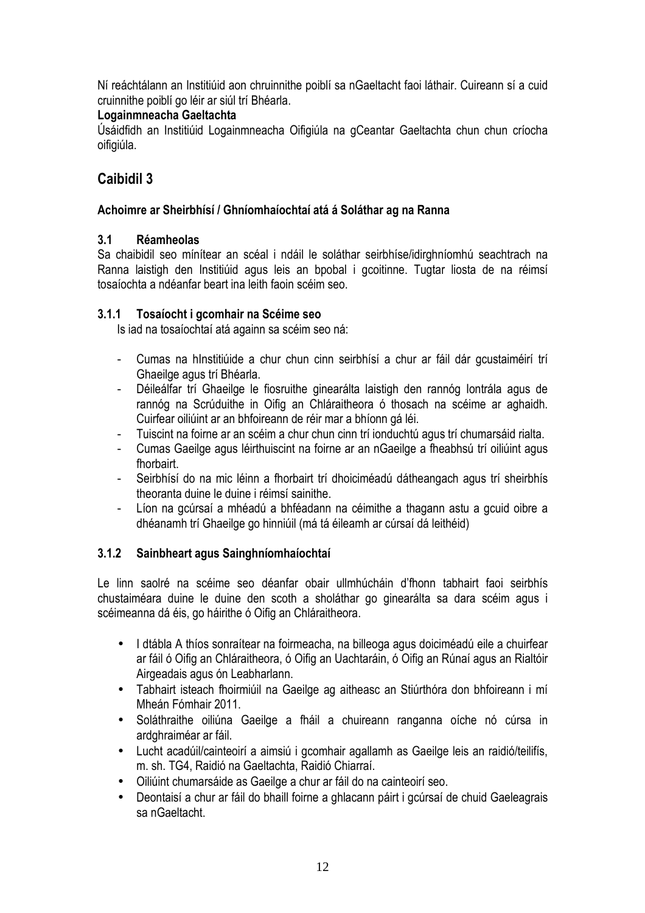Ní reáchtálann an Institiúid aon chruinnithe poiblí sa nGaeltacht faoi láthair. Cuireann sí a cuid cruinnithe poiblí go léir ar siúl trí Bhéarla.

**Logainmneacha Gaeltachta**

Úsáidfidh an Institiúid Logainmneacha Oifigiúla na gCeantar Gaeltachta chun chun críocha oifigiúla.

## Caibidil 3

### Achoimre ar Sheirbhísí / Ghníomhaíochtaí atá á Soláthar ag na Ranna

#### 3.1 Réamheolas

Sa chaibidil seo mínítear an scéal i ndáil le soláthar seirbhíse/idirghníomhú seachtrach na Ranna laistigh den Institiúid agus leis an bpobal i gcoitinne. Tugtar liosta de na réimsí tosaíochta a ndéanfar beart ina leith faoin scéim seo.

#### 3.1.1 Tosaíocht i gcomhair na Scéime seo

Is iad na tosaíochtaí atá againn sa scéim seo ná:

- Cumas na hInstitiúide a chur chun cinn seirbhísí a chur ar fáil dár gcustaiméirí trí Ghaeilge agus trí Bhéarla.
- Déileálfar trí Ghaeilge le fiosruithe ginearálta laistigh den rannóg Iontrála agus de rannóg na Scrúduithe in Oifig an Chláraitheora ó thosach na scéime ar aghaidh. Cuirfear oiliúint ar an bhfoireann de réir mar a bhíonn gá léi.
- Tuiscint na foirne ar an scéim a chur chun cinn trí ionduchtú agus trí chumarsáid rialta.
- Cumas Gaeilge agus léirthuiscint na foirne ar an nGaeilge a fheabhsú trí oiliúint agus fhorbairt.
- Seirbhísí do na mic léinn a fhorbairt trí dhoiciméadú dátheangach agus trí sheirbhís theoranta duine le duine i réimsí sainithe.
- Líon na gcúrsaí a mhéadú a bhféadann na céimithe a thagann astu a gcuid oibre a dhéanamh trí Ghaeilge go hinniúil (má tá éileamh ar cúrsaí dá leithéid)

#### 3.1.2 Sainbheart agus Sainghníomhaíochtaí

Le linn saolré na scéime seo déanfar obair ullmhúcháin d'fhonn tabhairt faoi seirbhís chustaiméara duine le duine den scoth a sholáthar go ginearálta sa dara scéim agus i scéimeanna dá éis, go háirithe ó Oifig an Chláraitheora.

- I dtábla A thíos sonraítear na foirmeacha, na billeoga agus doiciméadú eile a chuirfear ar fáil ó Oifig an Chláraitheora, ó Oifig an Uachtaráin, ó Oifig an Rúnaí agus an Rialtóir Airgeadais agus ón Leabharlann.
- Tabhairt isteach fhoirmiúil na Gaeilge ag aitheasc an Stiúrthóra don bhfoireann i mí Mheán Fómhair 2011.
- Soláthraithe oiliúna Gaeilge a fháil a chuireann ranganna oíche nó cúrsa in ardghraiméar ar fáil.
- Lucht acadúil/cainteoirí a aimsiú i gcomhair agallamh as Gaeilge leis an raidió/teilifís, m. sh. TG4, Raidió na Gaeltachta, Raidió Chiarraí.
- Oiliúint chumarsáide as Gaeilge a chur ar fáil do na cainteoirí seo.
- Deontaisí a chur ar fáil do bhaill foirne a ghlacann páirt i gcúrsaí de chuid Gaeleagrais sa nGaeltacht.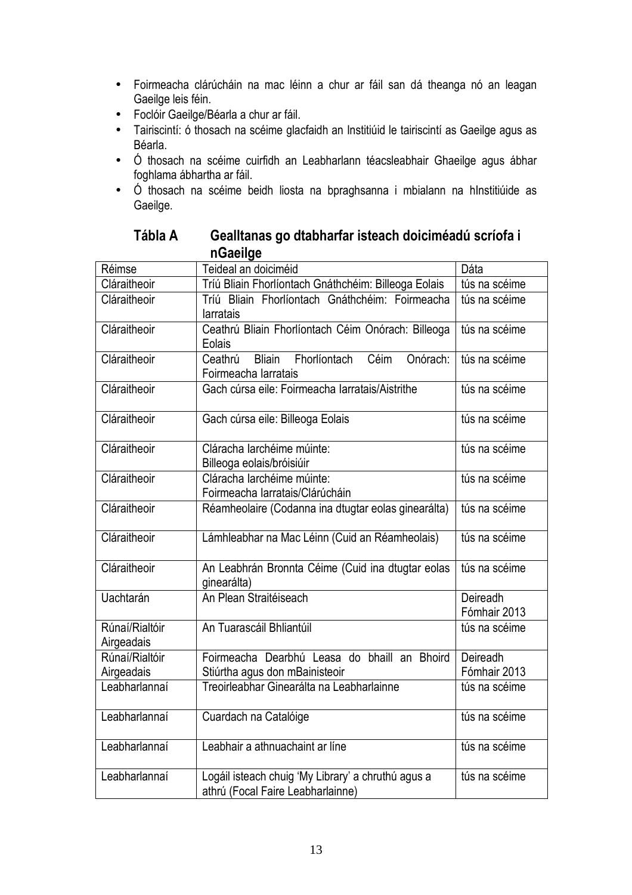- Foirmeacha clárúcháin na mac léinn a chur ar fáil san dá theanga nó an leagan Gaeilge leis féin.
- Foclóir Gaeilge/Béarla a chur ar fáil.
- Tairiscintí: ó thosach na scéime glacfaidh an Institiúid le tairiscintí as Gaeilge agus as Béarla.
- Ó thosach na scéime cuirfidh an Leabharlann téacsleabhair Ghaeilge agus ábhar foghlama ábhartha ar fáil.
- Ó thosach na scéime beidh liosta na bpraghsanna i mbialann na hInstitiúide as Gaeilge.

### Tábla A Gealltanas go dtabharfar isteach doiciméadú scríofa i nGaeilge

| Réimse | Teideal an doiciméid | Dáta |
|---|---|---|
| Cláraitheoir | Tríú Bliain Fhorlíontach Gnáthchéim: Billeoga Eolais | tús na scéime |
| Cláraitheoir | Tríú Bliain Fhorlíontach Gnáthchéim: Foirmeacha Iarratais | tús na scéime |
| Cláraitheoir | Ceathrú Bliain Fhorlíontach Céim Onórach: Billeoga Eolais | tús na scéime |
| Cláraitheoir | Ceathrú Bliain Fhorlíontach Céim Onórach: Foirmeacha Iarratais | tús na scéime |
| Cláraitheoir | Gach cúrsa eile: Foirmeacha Iarratais/Aistrithe | tús na scéime |
| Cláraitheoir | Gach cúrsa eile: Billeoga Eolais | tús na scéime |
| Cláraitheoir | Cláracha Iarchéime múinte: Billeoga eolais/bróisiúir | tús na scéime |
| Cláraitheoir | Cláracha Iarchéime múinte: Foirmeacha Iarratais/Clárúcháin | tús na scéime |
| Cláraitheoir | Réamheolaire (Codanna ina dtugtar eolas ginearálta) | tús na scéime |
| Cláraitheoir | Lámhleabhar na Mac Léinn (Cuid an Réamheolais) | tús na scéime |
| Cláraitheoir | An Leabhrán Bronnta Céime (Cuid ina dtugtar eolas ginearálta) | tús na scéime |
| Uachtarán | An Plean Straitéiseach | Deireadh Fómhair 2013 |
| Rúnaí/Rialtóir Airgeadais | An Tuarascáil Bhliantúil | tús na scéime |
| Rúnaí/Rialtóir Airgeadais | Foirmeacha Dearbhú Leasa do bhaill an Bhoird Stiúrtha agus don mBainisteoir | Deireadh Fómhair 2013 |
| Leabharlannaí | Treoirleabhar Ginearálta na Leabharlainne | tús na scéime |
| Leabharlannaí | Cuardach na Catalóige | tús na scéime |
| Leabharlannaí | Leabhair a athnuachaint ar líne | tús na scéime |
| Leabharlannaí | Logáil isteach chuig 'My Library' a chruthú agus a athrú (Focal Faire Leabharlainne) | tús na scéime |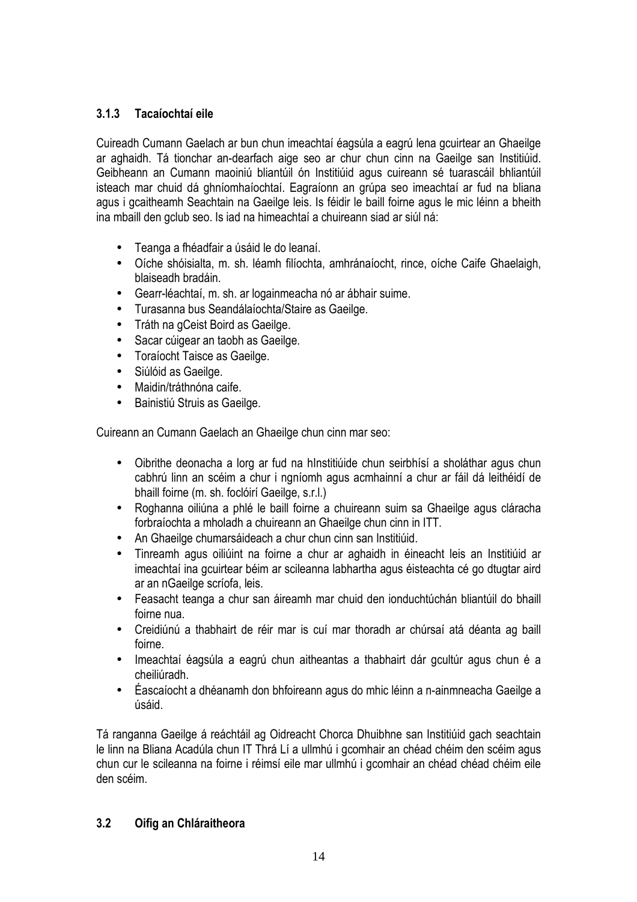### 3.1.3 Tacaíochtaí eile

Cuireadh Cumann Gaelach ar bun chun imeachtaí éagsúla a eagrú lena gcuirtear an Ghaeilge ar aghaidh. Tá tionchar an-dearfach aige seo ar chur chun cinn na Gaeilge san Institiúid. Geibheann an Cumann maoiniú bliantúil ón Institiúid agus cuireann sé tuarascáil bhliantúil isteach mar chuid dá ghníomhaíochtaí. Eagraíonn an grúpa seo imeachtaí ar fud na bliana agus i gcaitheamh Seachtain na Gaeilge leis. Is féidir le baill foirne agus le mic léinn a bheith ina mbaill den gclub seo. Is iad na himeachtaí a chuireann siad ar siúl ná:

- Teanga a fhéadfair a úsáid le do leanaí.
- Oíche shóisialta, m. sh. léamh filíochta, amhránaíocht, rince, oíche Caife Ghaelaigh, blaiseadh bradáin.
- Gearr-léachtaí, m. sh. ar logainmeacha nó ar ábhair suime.
- Turasanna bus Seandálaíochta/Staire as Gaeilge.
- Tráth na gCeist Boird as Gaeilge.
- Sacar cúigear an taobh as Gaeilge.
- Toraíocht Taisce as Gaeilge.
- Siúlóid as Gaeilge.
- Maidin/tráthnóna caife.
- Bainistiú Struis as Gaeilge.

Cuireann an Cumann Gaelach an Ghaeilge chun cinn mar seo:

- Oibrithe deonacha a lorg ar fud na hInstitiúide chun seirbhísí a sholáthar agus chun cabhrú linn an scéim a chur i ngníomh agus acmhainní a chur ar fáil dá leithéidí de bhaill foirne (m. sh. foclóirí Gaeilge, s.r.l.)
- Roghanna oiliúna a phlé le baill foirne a chuireann suim sa Ghaeilge agus cláracha forbraíochta a mholadh a chuireann an Ghaeilge chun cinn in ITT.
- An Ghaeilge chumarsáideach a chur chun cinn san Institiúid.
- Tinreamh agus oiliúint na foirne a chur ar aghaidh in éineacht leis an Institiúid ar imeachtaí ina gcuirtear béim ar scileanna labhartha agus éisteachta cé go dtugtar aird ar an nGaeilge scríofa, leis.
- Feasacht teanga a chur san áireamh mar chuid den ionduchtúchán bliantúil do bhaill foirne nua.
- Creidiúnú a thabhairt de réir mar is cuí mar thoradh ar chúrsaí atá déanta ag baill foirne.
- Imeachtaí éagsúla a eagrú chun aitheantas a thabhairt dár gcultúr agus chun é a cheiliúradh.
- Éascaíocht a dhéanamh don bhfoireann agus do mhic léinn a n-ainmneacha Gaeilge a úsáid.

Tá ranganna Gaeilge á reáchtáil ag Oidreacht Chorca Dhuibhne san Institiúid gach seachtain le linn na Bliana Acadúla chun IT Thrá Lí a ullmhú i gcomhair an chéad chéim den scéim agus chun cur le scileanna na foirne i réimsí eile mar ullmhú i gcomhair an chéad chéad chéim eile den scéim.

## 3.2 Oifig an Chláraitheora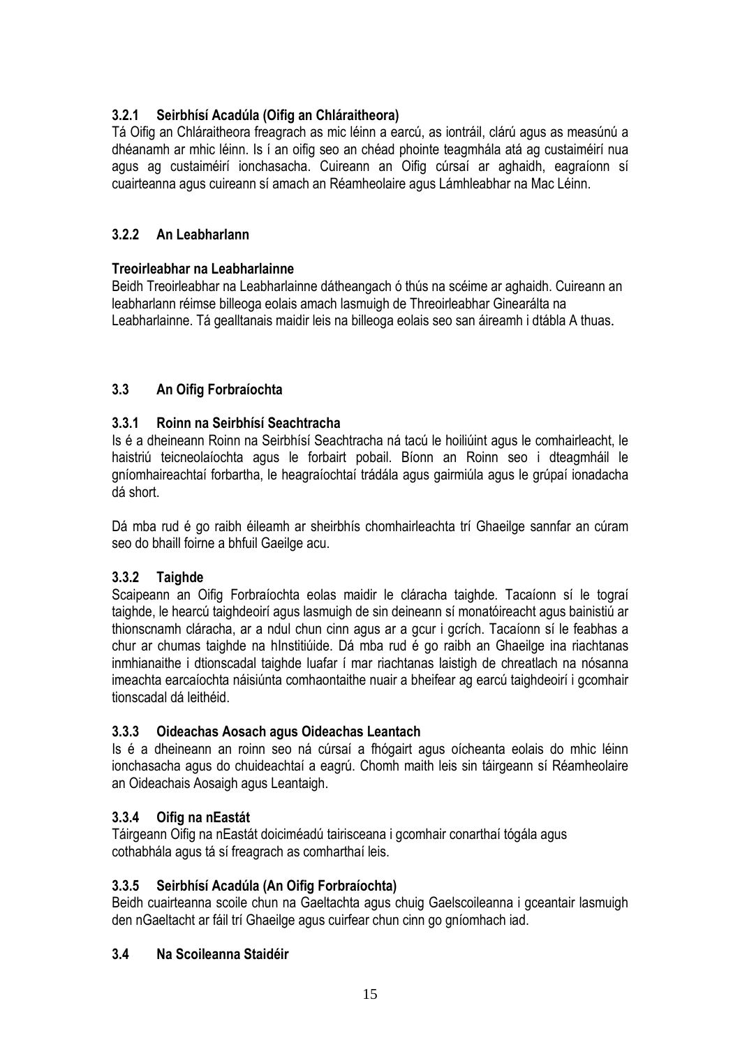### 3.2.1 Seirbhísí Acadúla (Oifig an Chláraitheora)

Tá Oifig an Chláraitheora freagrach as mic léinn a earcú, as iontráil, clárú agus as measúnú a dhéanamh ar mhic léinn. Is í an oifig seo an chéad phointe teagmhála atá ag custaiméirí nua agus ag custaiméirí ionchasacha. Cuireann an Oifig cúrsaí ar aghaidh, eagraíonn sí cuairteanna agus cuireann sí amach an Réamheolaire agus Lámhleabhar na Mac Léinn.

### 3.2.2 An Leabharlann

**Treoirleabhar na Leabharlainne**

Beidh Treoirleabhar na Leabharlainne dátheangach ó thús na scéime ar aghaidh. Cuireann an leabharlann réimse billeoga eolais amach lasmuigh de Threoirleabhar Ginearálta na Leabharlainne. Tá gealltanais maidir leis na billeoga eolais seo san áireamh i dtábla A thuas.

## 3.3 An Oifig Forbraíochta

### 3.3.1 Roinn na Seirbhísí Seachtracha

Is é a dheineann Roinn na Seirbhísí Seachtracha ná tacú le hoiliúint agus le comhairleacht, le haistriú teicneolaíochta agus le forbairt pobail. Bíonn an Roinn seo i dteagmháil le gníomhaireachtaí forbartha, le heagraíochtaí trádála agus gairmiúla agus le grúpaí ionadacha dá short.

Dá mba rud é go raibh éileamh ar sheirbhís chomhairleachta trí Ghaeilge sannfar an cúram seo do bhaill foirne a bhfuil Gaeilge acu.

### 3.3.2 Taighde

Scaipeann an Oifig Forbraíochta eolas maidir le cláracha taighde. Tacaíonn sí le tograí taighde, le hearcú taighdeoirí agus lasmuigh de sin deineann sí monatóireacht agus bainistiú ar thionscnamh cláracha, ar a ndul chun cinn agus ar a gcur i gcrích. Tacaíonn sí le feabhas a chur ar chumas taighde na hInstitiúide. Dá mba rud é go raibh an Ghaeilge ina riachtanas inmhianaithe i dtionscadal taighde luafar í mar riachtanas laistigh de chreatlach na nósanna imeachta earcaíochta náisiúnta comhaontaithe nuair a bheifear ag earcú taighdeoirí i gcomhair tionscadal dá leithéid.

### 3.3.3 Oideachas Aosach agus Oideachas Leantach

Is é a dheineann an roinn seo ná cúrsaí a fhógairt agus oícheanta eolais do mhic léinn ionchasacha agus do chuideachtaí a eagrú. Chomh maith leis sin táirgeann sí Réamheolaire an Oideachais Aosaigh agus Leantaigh.

### 3.3.4 Oifig na nEastát

Táirgeann Oifig na nEastát doiciméadú tairisceana i gcomhair conarthaí tógála agus cothabhála agus tá sí freagrach as comharthaí leis.

### 3.3.5 Seirbhísí Acadúla (An Oifig Forbraíochta)

Beidh cuairteanna scoile chun na Gaeltachta agus chuig Gaelscoileanna i gceantair lasmuigh den nGaeltacht ar fáil trí Ghaeilge agus cuirfear chun cinn go gníomhach iad.

## 3.4 Na Scoileanna Staidéir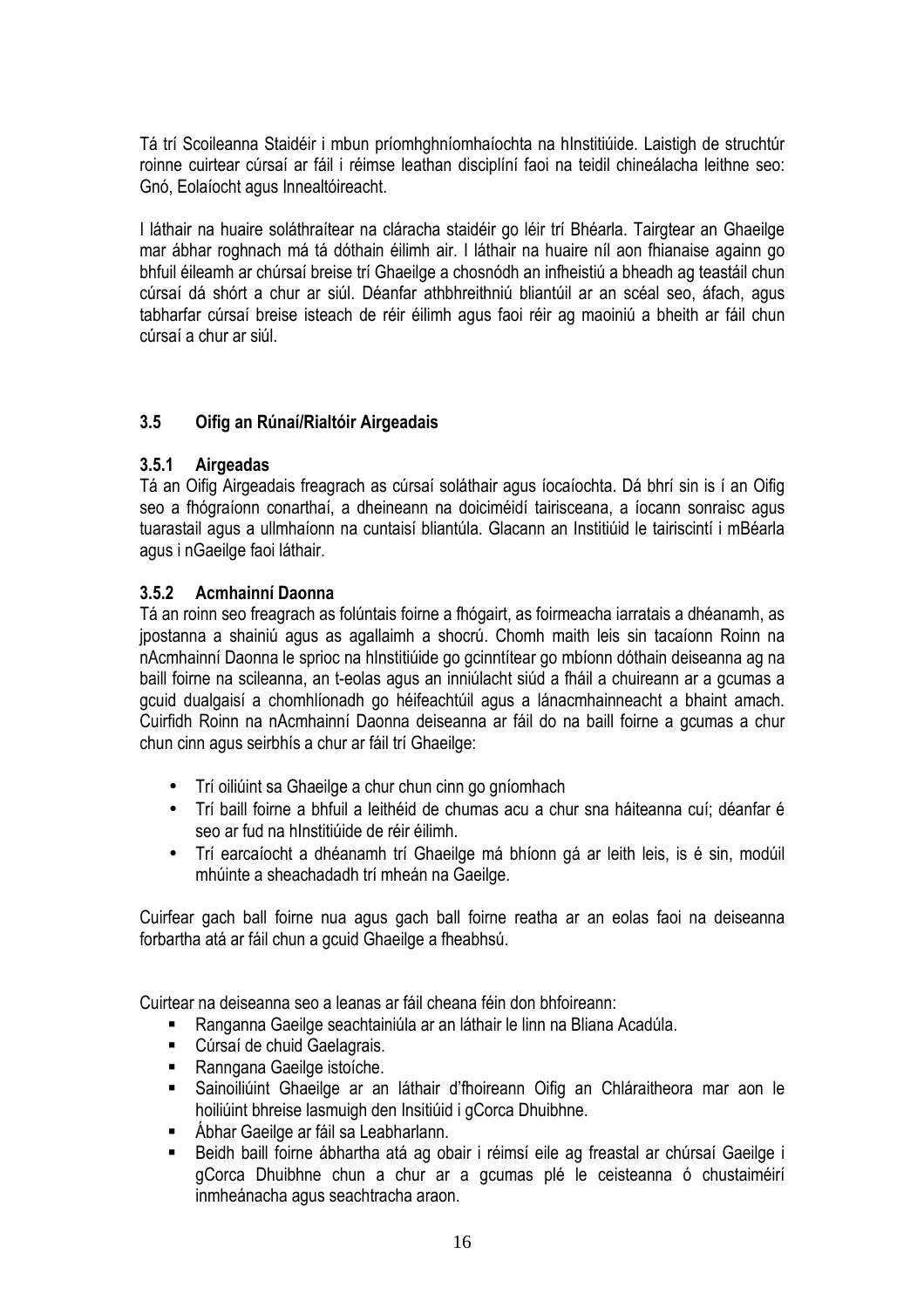Tá trí Scoileanna Staidéir i mbun príomhghníomhaíochta na hInstitiúide. Laistigh de struchtúr roinne cuirtear cúrsaí ar fáil i réimse leathan disciplíní faoi na teidil chineálacha leithne seo: Gnó, Eolaíocht agus Innealtóireacht.

I láthair na huaire soláthraítear na cláracha staidéir go léir trí Bhéarla. Tairgtear an Ghaeilge mar ábhar roghnach má tá dóthain éilimh air. I láthair na huaire níl aon fhianaise againn go bhfuil éileamh ar chúrsaí breise trí Ghaeilge a chosnódh an infheistiú a bheadh ag teastáil chun cúrsaí dá shórt a chur ar siúl. Déanfar athbhreithniú bliantúil ar an scéal seo, áfach, agus tabharfar cúrsaí breise isteach de réir éilimh agus faoi réir ag maoiniú a bheith ar fáil chun cúrsaí a chur ar siúl.

### 3.5 Oifig an Rúnaí/Rialtóir Airgeadais

#### 3.5.1 Airgeadas

Tá an Oifig Airgeadais freagrach as cúrsaí soláthair agus íocaíochta. Dá bhrí sin is í an Oifig seo a fhógraíonn conarthaí, a dheineann na doiciméidí tairisceana, a íocann sonraisc agus tuarastail agus a ullmhaíonn na cuntaisí bliantúla. Glacann an Institiúid le tairiscintí i mBéarla agus i nGaeilge faoi láthair.

#### 3.5.2 Acmhainní Daonna

Tá an roinn seo freagrach as folúntais foirne a fhógairt, as foirmeacha iarratais a dhéanamh, as jpostanna a shainiú agus as agallaimh a shocrú. Chomh maith leis sin tacaíonn Roinn na nAcmhainní Daonna le sprioc na hInstitiúide go gcinntítear go mbíonn dóthain deiseanna ag na baill foirne na scileanna, an t-eolas agus an inniúlacht siúd a fháil a chuireann ar a gcumas a gcuid dualgaisí a chomhlíonadh go héifeachtúil agus a lánacmhainneacht a bhaint amach. Cuirfidh Roinn na nAcmhainní Daonna deiseanna ar fáil do na baill foirne a gcumas a chur chun cinn agus seirbhís a chur ar fáil trí Ghaeilge:

- Trí oiliúint sa Ghaeilge a chur chun cinn go gníomhach
- Trí baill foirne a bhfuil a leithéid de chumas acu a chur sna háiteanna cuí; déanfar é seo ar fud na hInstitiúide de réir éilimh.
- Trí earcaíocht a dhéanamh trí Ghaeilge má bhíonn gá ar leith leis, is é sin, modúil mhúinte a sheachadadh trí mheán na Gaeilge.

Cuirfear gach ball foirne nua agus gach ball foirne reatha ar an eolas faoi na deiseanna forbartha atá ar fáil chun a gcuid Ghaeilge a fheabhsú.

Cuirtear na deiseanna seo a leanas ar fáil cheana féin don bhfoireann:

- Ranganna Gaeilge seachtainiúla ar an láthair le linn na Bliana Acadúla.
- Cúrsaí de chuid Gaelagrais.
- Ranngana Gaeilge istoíche.
- Sainoiliúint Ghaeilge ar an láthair d'fhoireann Oifig an Chláraitheora mar aon le hoiliúint bhreise lasmuigh den Insitiúid i gCorca Dhuibhne.
- Ábhar Gaeilge ar fáil sa Leabharlann.
- Beidh baill foirne ábhartha atá ag obair i réimsí eile ag freastal ar chúrsaí Gaeilge i gCorca Dhuibhne chun a chur ar a gcumas plé le ceisteanna ó chustaiméirí inmheánacha agus seachtracha araon.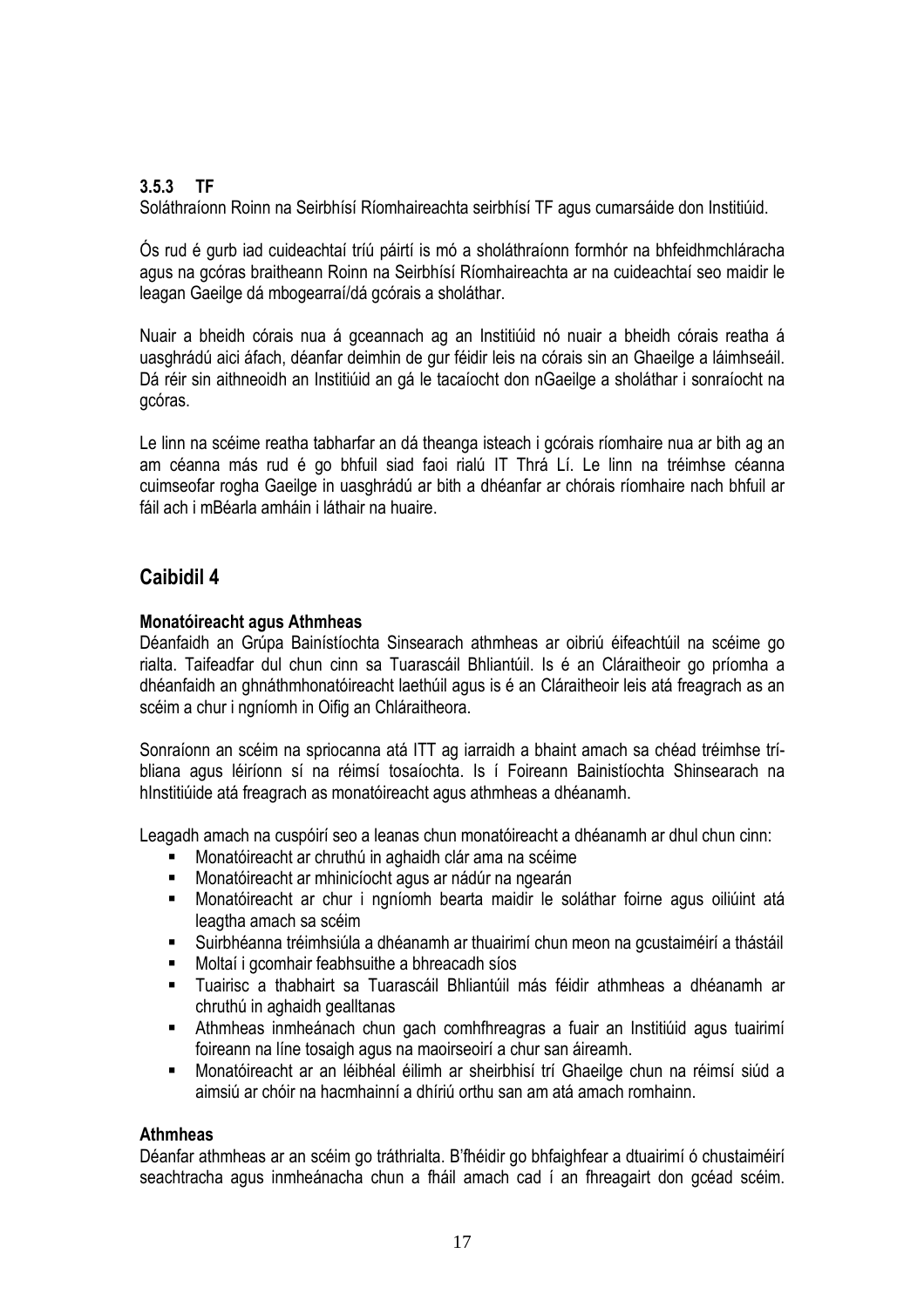### 3.5.3 TF

Soláthraíonn Roinn na Seirbhísí Ríomhaireachta seirbhísí TF agus cumarsáide don Institiúid.

Ós rud é gurb iad cuideachtaí tríú páirtí is mó a sholáthraíonn formhór na bhfeidhmchláracha agus na gcóras braitheann Roinn na Seirbhísí Ríomhaireachta ar na cuideachtaí seo maidir le leagan Gaeilge dá mbogearraí/dá gcórais a sholáthar.

Nuair a bheidh córais nua á gceannach ag an Institiúid nó nuair a bheidh córais reatha á uasghrádú aici áfach, déanfar deimhin de gur féidir leis na córais sin an Ghaeilge a láimhseáil. Dá réir sin aithneoidh an Institiúid an gá le tacaíocht don nGaeilge a sholáthar i sonraíocht na gcóras.

Le linn na scéime reatha tabharfar an dá theanga isteach i gcórais ríomhaire nua ar bith ag an am céanna más rud é go bhfuil siad faoi rialú IT Thrá Lí. Le linn na tréimhse céanna cuimseofar rogha Gaeilge in uasghrádú ar bith a dhéanfar ar chórais ríomhaire nach bhfuil ar fáil ach i mBéarla amháin i láthair na huaire.

## Caibidil 4

**Monatóireacht agus Athmheas**

Déanfaidh an Grúpa Bainistíochta Sinsearach athmheas ar oibriú éifeachtúil na scéime go rialta. Taifeadfar dul chun cinn sa Tuarascáil Bhliantúil. Is é an Cláraitheoir go príomha a dhéanfaidh an ghnáthmhonatóireacht laethúil agus is é an Cláraitheoir leis atá freagrach as an scéim a chur i ngníomh in Oifig an Chláraitheora.

Sonraíonn an scéim na spriocanna atá ITT ag iarraidh a bhaint amach sa chéad tréimhse trí-bliana agus léiríonn sí na réimsí tosaíochta. Is í Foireann Bainistíochta Shinsearach na hInstitiúide atá freagrach as monatóireacht agus athmheas a dhéanamh.

Leagadh amach na cuspóirí seo a leanas chun monatóireacht a dhéanamh ar dhul chun cinn:

- Monatóireacht ar chruthú in aghaidh clár ama na scéime
- Monatóireacht ar mhinicíocht agus ar nádúr na ngearán
- Monatóireacht ar chur i ngníomh bearta maidir le soláthar foirne agus oiliúint atá leagtha amach sa scéim
- Suirbhéanna tréimhsiúla a dhéanamh ar thuairimí chun meon na gcustaiméirí a thástáil
- Moltaí i gcomhair feabhsuithe a bhreacadh síos
- Tuairisc a thabhairt sa Tuarascáil Bhliantúil más féidir athmheas a dhéanamh ar chruthú in aghaidh gealltanas
- Athmheas inmheánach chun gach comhfhreagras a fuair an Institiúid agus tuairimí foireann na líne tosaigh agus na maoirseoirí a chur san áireamh.
- Monatóireacht ar an léibhéal éilimh ar sheirbhísí trí Ghaeilge chun na réimsí siúd a aimsiú ar chóir na hacmhainní a dhíriú orthu san am atá amach romhainn.

**Athmheas**

Déanfar athmheas ar an scéim go tráthrialta. B'fhéidir go bhfaighfear a dtuairimí ó chustaiméirí seachtracha agus inmheánacha chun a fháil amach cad í an fhreagairt don gcéad scéim.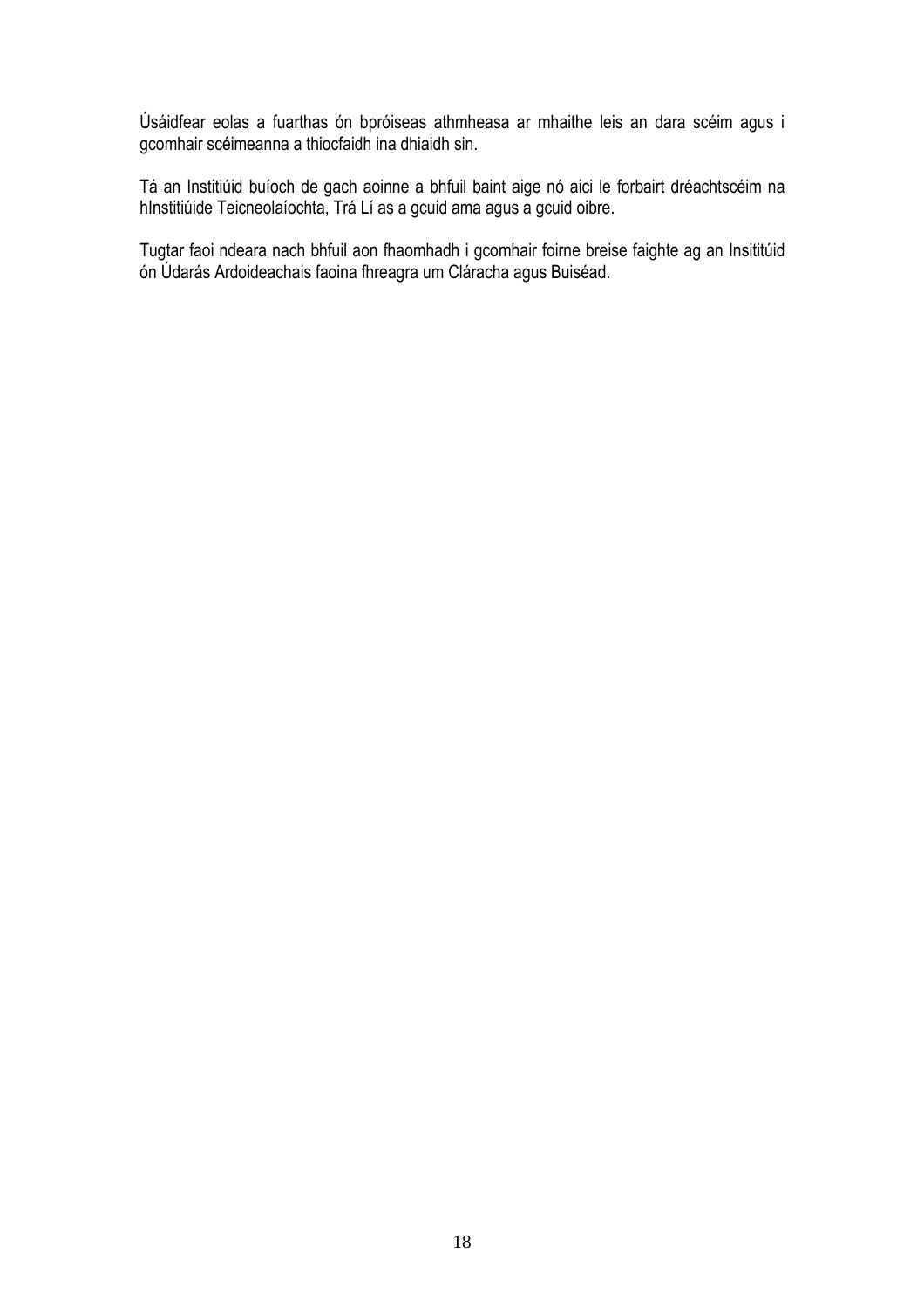Úsáidfear eolas a fuarthas ón bpróiseas athmheasa ar mhaithe leis an dara scéim agus i gcomhair scéimeanna a thiocfaidh ina dhiaidh sin.

Tá an Institiúid buíoch de gach aoinne a bhfuil baint aige nó aici le forbairt dréachtscéim na hInstitiúide Teicneolaíochta, Trá Lí as a gcuid ama agus a gcuid oibre.

Tugtar faoi ndeara nach bhfuil aon fhaomhadh i gcomhair foirne breise faighte ag an Insititúid ón Údarás Ardoideachais faoina fhreagra um Cláracha agus Buiséad.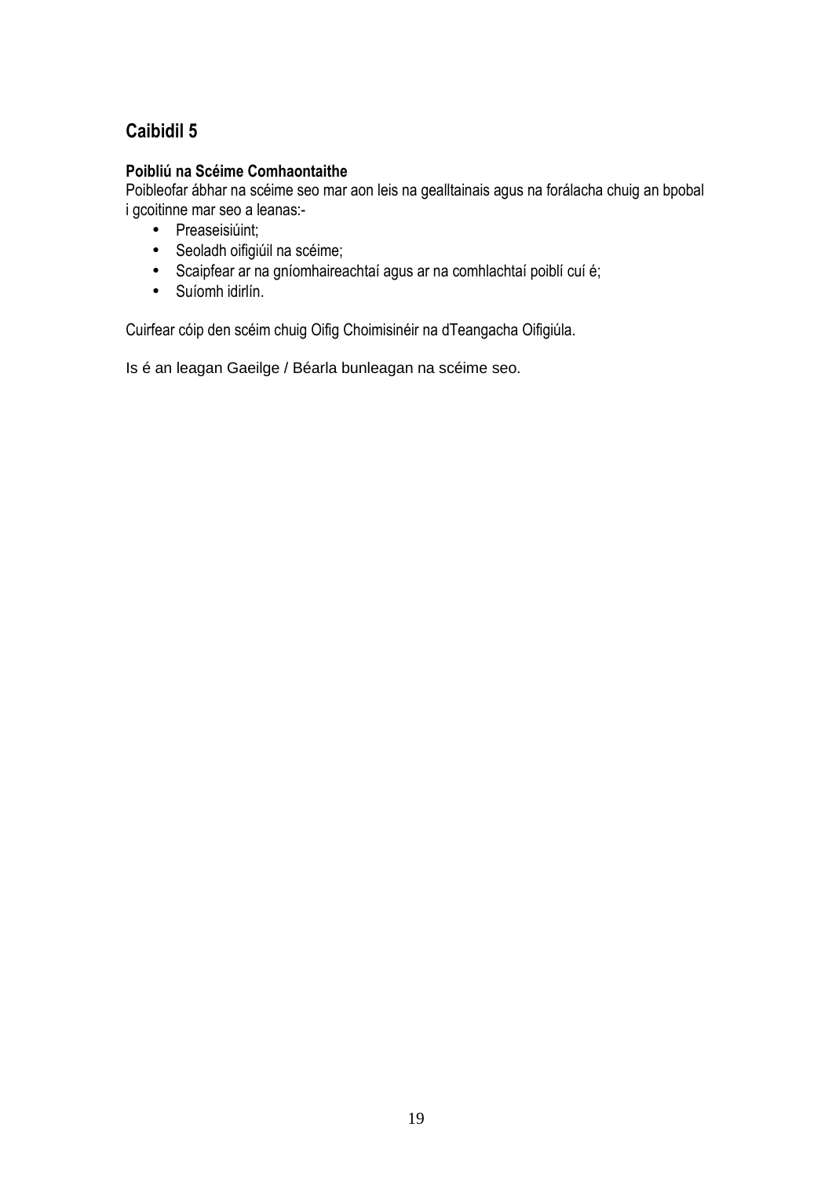## Caibidil 5

### Poibliú na Scéime Comhaontaithe

Poibleofar ábhar na scéime seo mar aon leis na gealltainais agus na forálacha chuig an bpobal i gcoitinne mar seo a leanas:-

- Preaseisiúint;
- Seoladh oifigiúil na scéime;
- Scaipfear ar na gníomhaireachtaí agus ar na comhlachtaí poiblí cuí é;
- Suíomh idirlín.

Cuirfear cóip den scéim chuig Oifig Choimisinéir na dTeangacha Oifigiúla.

Is é an leagan Gaeilge / Béarla bunleagan na scéime seo.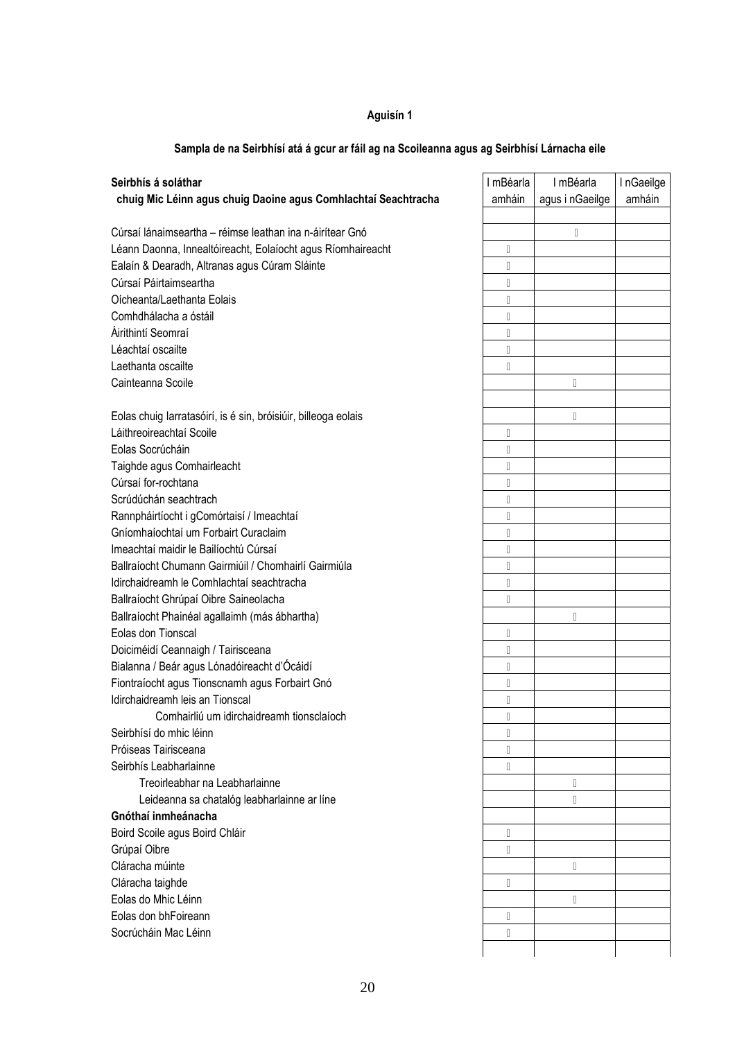**Aguisín 1**

**Sampla de na Seirbhísí atá á gcur ar fáil ag na Scoileanna agus ag Seirbhísí Lárnacha eile**

| **Seirbhís á soláthar chuig Mic Léinn agus chuig Daoine agus Comhlachtaí Seachtracha** | I mBéarla amháin | I mBéarla agus i nGaeilge | I nGaeilge amháin |
|---|---|---|---|
| Cúrsaí lánaimseartha – réimse leathan ina n-áirítear Gnó | |  | |
| Léann Daonna, Innealtóireacht, Eolaíocht agus Ríomhaireacht |  | | |
| Ealaín & Dearadh, Altranas agus Cúram Sláinte |  | | |
| Cúrsaí Páirtaimseartha |  | | |
| Oícheanta/Laethanta Eolais |  | | |
| Comhdhálacha a óstáil |  | | |
| Áirithintí Seomraí |  | | |
| Léachtaí oscailte |  | | |
| Laethanta oscailte |  | | |
| Cainteanna Scoile | |  | |
| | | | |
| Eolas chuig Iarratasóirí, is é sin, bróisiúir, billeoga eolais | |  | |
| Láithreoireachtaí Scoile |  | | |
| Eolas Socrúcháin |  | | |
| Taighde agus Comhairleacht |  | | |
| Cúrsaí for-rochtana |  | | |
| Scrúdúchán seachtrach |  | | |
| Rannpháirtíocht i gComórtaisí / Imeachtaí |  | | |
| Gníomhaíochtaí um Forbairt Curaclaim |  | | |
| Imeachtaí maidir le Bailíochtú Cúrsaí |  | | |
| Ballraíocht Chumann Gairmiúil / Chomhairlí Gairmiúla |  | | |
| Idirchaidreamh le Comhlachtaí seachtracha |  | | |
| Ballraíocht Ghrúpaí Oibre Saineolacha |  | | |
| Ballraíocht Phainéal agallaimh (más ábhartha) | |  | |
| Eolas don Tionscal |  | | |
| Doiciméidí Ceannaigh / Tairisceana |  | | |
| Bialanna / Beár agus Lónadóireacht d'Ócáidí |  | | |
| Fiontraíocht agus Tionscnamh agus Forbairt Gnó |  | | |
| Idirchaidreamh leis an Tionscal |  | | |
| Comhairliú um idirchaidreamh tionsclaíoch |  | | |
| Seirbhísí do mhic léinn |  | | |
| Próiseas Tairisceana |  | | |
| Seirbhís Leabharlainne |  | | |
| Treoirleabhar na Leabharlainne | |  | |
| Leideanna sa chatalóg leabharlainne ar líne | |  | |
| **Gnóthaí inmheánacha** | | | |
| Boird Scoile agus Boird Chláir |  | | |
| Grúpaí Oibre |  | | |
| Cláracha múinte | |  | |
| Cláracha taighde |  | | |
| Eolas do Mhic Léinn | |  | |
| Eolas don bhFoireann |  | | |
| Socrúcháin Mac Léinn |  | | |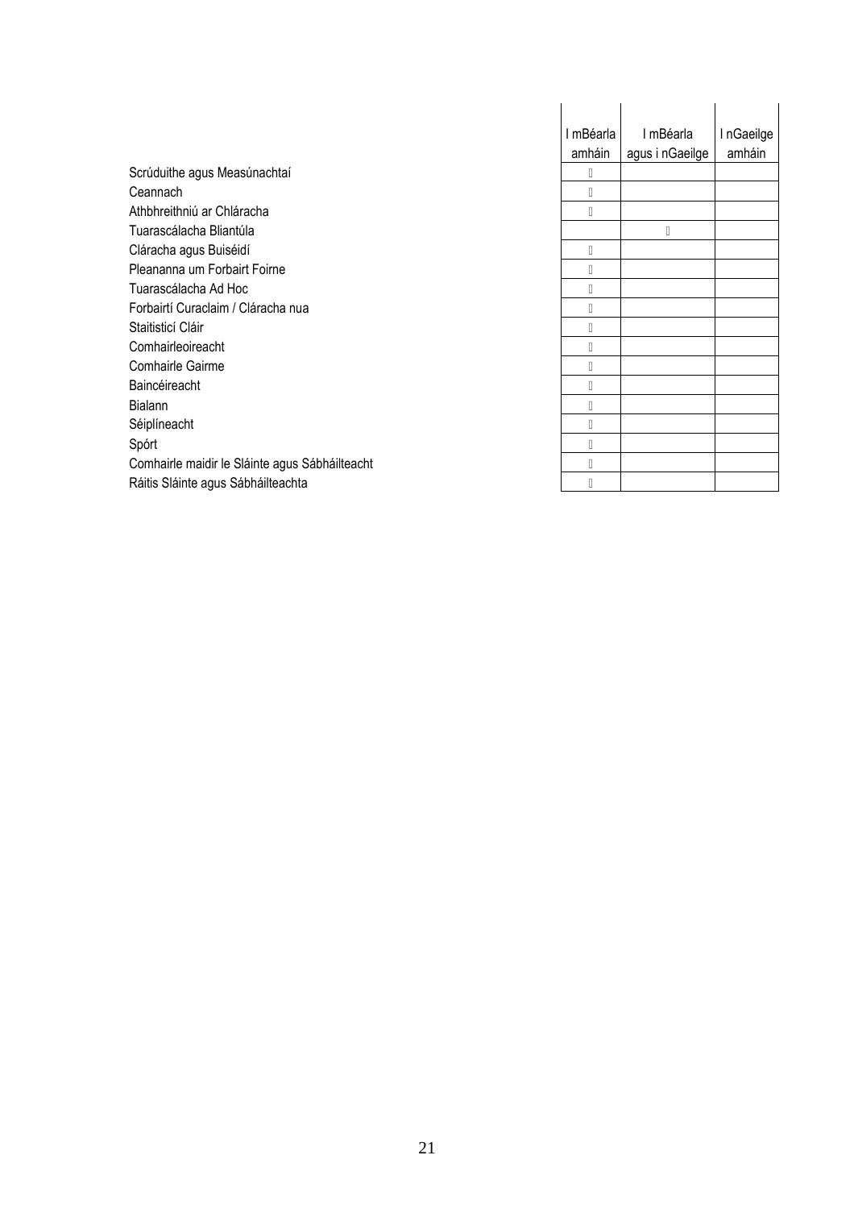| | I mBéarla amháin | I mBéarla agus i nGaeilge | I nGaeilge amháin |
|---|---|---|---|
| Scrúduithe agus Measúnachtaí |  | | |
| Ceannach |  | | |
| Athbhreithniú ar Chláracha |  | | |
| Tuarascálacha Bliantúla | |  | |
| Cláracha agus Buiséidí |  | | |
| Pleananna um Forbairt Foirne |  | | |
| Tuarascálacha Ad Hoc |  | | |
| Forbairtí Curaclaim / Cláracha nua |  | | |
| Staitisticí Cláir |  | | |
| Comhairleoireacht |  | | |
| Comhairle Gairme |  | | |
| Baincéireacht |  | | |
| Bialann |  | | |
| Séiplíneacht |  | | |
| Spórt |  | | |
| Comhairle maidir le Sláinte agus Sábháilteacht |  | | |
| Ráitis Sláinte agus Sábháilteachta |  | | |